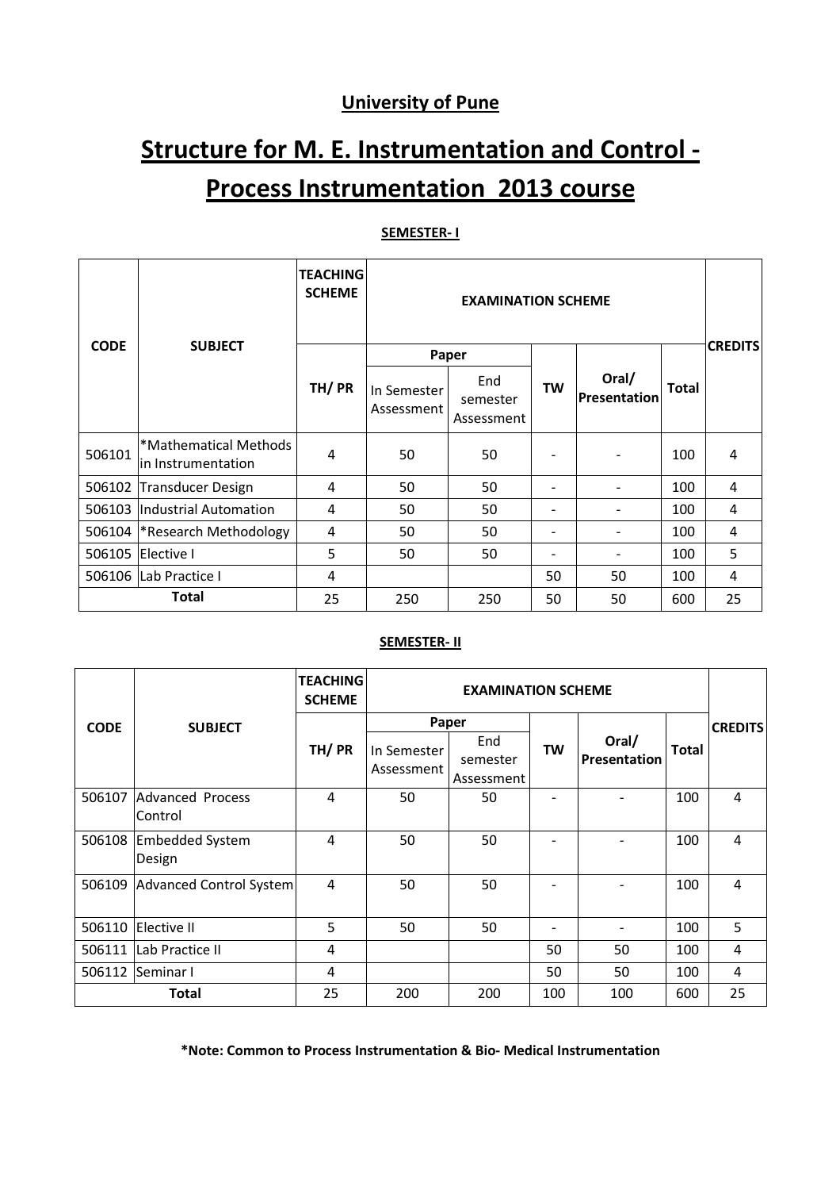## University of Pune

# Structure for M. E. Instrumentation and Control - Process Instrumentation 2013 course

**SEMESTER- I**

| CODE | SUBJECT | TEACHING SCHEME | EXAMINATION SCHEME | | | | | CREDITS |
|---|---|---|---|---|---|---|---|---|
| | | | Paper | | | | | |
| | | TH/ PR | In Semester Assessment | End semester Assessment | TW | Oral/ Presentation | Total | |
| 506101 | *Mathematical Methods in Instrumentation | 4 | 50 | 50 | - | - | 100 | 4 |
| 506102 | Transducer Design | 4 | 50 | 50 | - | - | 100 | 4 |
| 506103 | Industrial Automation | 4 | 50 | 50 | - | - | 100 | 4 |
| 506104 | *Research Methodology | 4 | 50 | 50 | - | - | 100 | 4 |
| 506105 | Elective I | 5 | 50 | 50 | - | - | 100 | 5 |
| 506106 | Lab Practice I | 4 | | | 50 | 50 | 100 | 4 |
| **Total** | | 25 | 250 | 250 | 50 | 50 | 600 | 25 |

**SEMESTER- II**

| CODE | SUBJECT | TEACHING SCHEME | EXAMINATION SCHEME | | | | | CREDITS |
|---|---|---|---|---|---|---|---|---|
| | | | Paper | | | | | |
| | | TH/ PR | In Semester Assessment | End semester Assessment | TW | Oral/ Presentation | Total | |
| 506107 | Advanced Process Control | 4 | 50 | 50 | - | - | 100 | 4 |
| 506108 | Embedded System Design | 4 | 50 | 50 | - | - | 100 | 4 |
| 506109 | Advanced Control System | 4 | 50 | 50 | - | - | 100 | 4 |
| 506110 | Elective II | 5 | 50 | 50 | - | - | 100 | 5 |
| 506111 | Lab Practice II | 4 | | | 50 | 50 | 100 | 4 |
| 506112 | Seminar I | 4 | | | 50 | 50 | 100 | 4 |
| **Total** | | 25 | 200 | 200 | 100 | 100 | 600 | 25 |

**\*Note: Common to Process Instrumentation & Bio- Medical Instrumentation**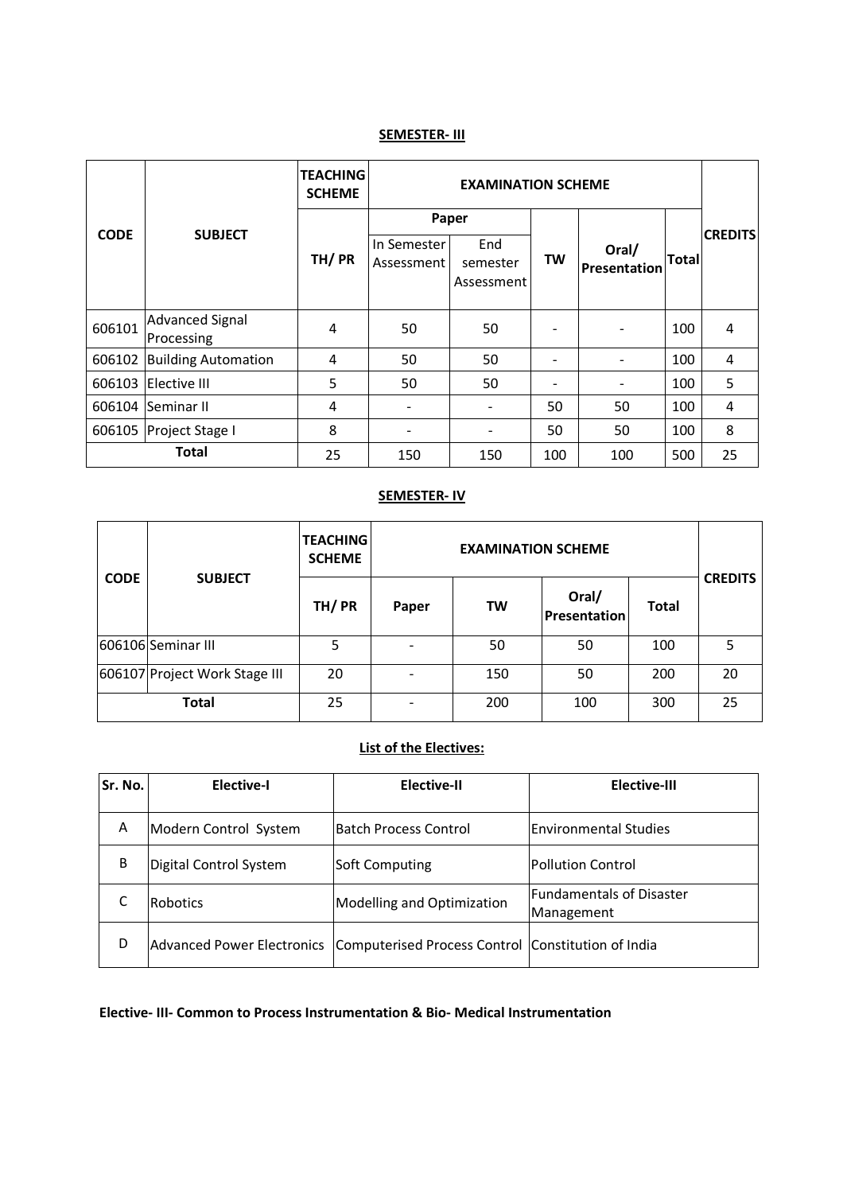## SEMESTER- III

| CODE | SUBJECT | TEACHING SCHEME | EXAMINATION SCHEME | | | | | CREDITS |
|---|---|---|---|---|---|---|---|---|
| | | | Paper | | | | | |
| | | TH/ PR | In Semester Assessment | End semester Assessment | TW | Oral/ Presentation | Total | |
| 606101 | Advanced Signal Processing | 4 | 50 | 50 | - | - | 100 | 4 |
| 606102 | Building Automation | 4 | 50 | 50 | - | - | 100 | 4 |
| 606103 | Elective III | 5 | 50 | 50 | - | - | 100 | 5 |
| 606104 | Seminar II | 4 | - | - | 50 | 50 | 100 | 4 |
| 606105 | Project Stage I | 8 | - | - | 50 | 50 | 100 | 8 |
| Total | | 25 | 150 | 150 | 100 | 100 | 500 | 25 |

## SEMESTER- IV

| CODE | SUBJECT | TEACHING SCHEME | EXAMINATION SCHEME | | | | CREDITS |
|---|---|---|---|---|---|---|---|
| | | TH/ PR | Paper | TW | Oral/ Presentation | Total | |
| 606106 | Seminar III | 5 | - | 50 | 50 | 100 | 5 |
| 606107 | Project Work Stage III | 20 | - | 150 | 50 | 200 | 20 |
| Total | | 25 | - | 200 | 100 | 300 | 25 |

## List of the Electives:

| Sr. No. | Elective-I | Elective-II | Elective-III |
|---|---|---|---|
| A | Modern Control System | Batch Process Control | Environmental Studies |
| B | Digital Control System | Soft Computing | Pollution Control |
| C | Robotics | Modelling and Optimization | Fundamentals of Disaster Management |
| D | Advanced Power Electronics | Computerised Process Control | Constitution of India |

**Elective- III- Common to Process Instrumentation & Bio- Medical Instrumentation**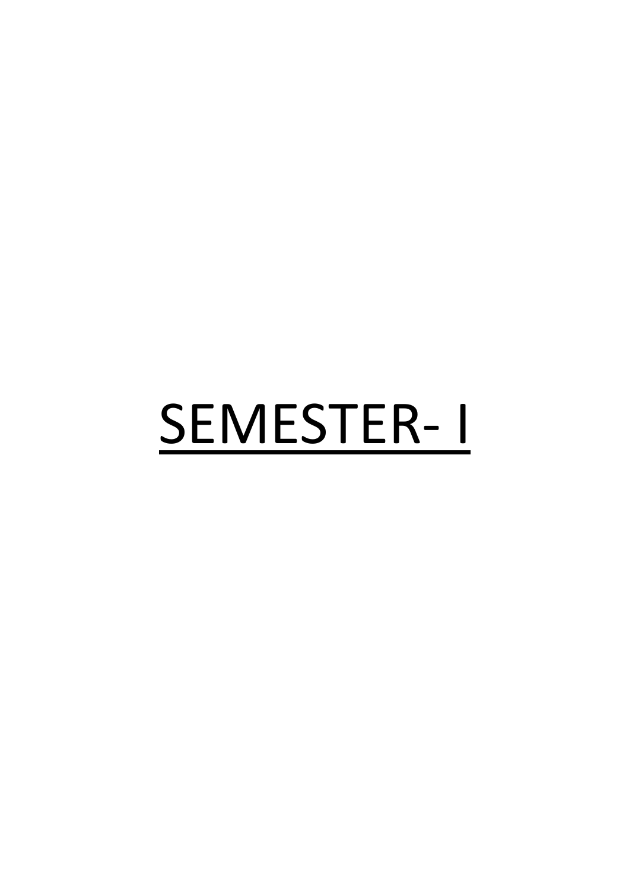# SEMESTER- I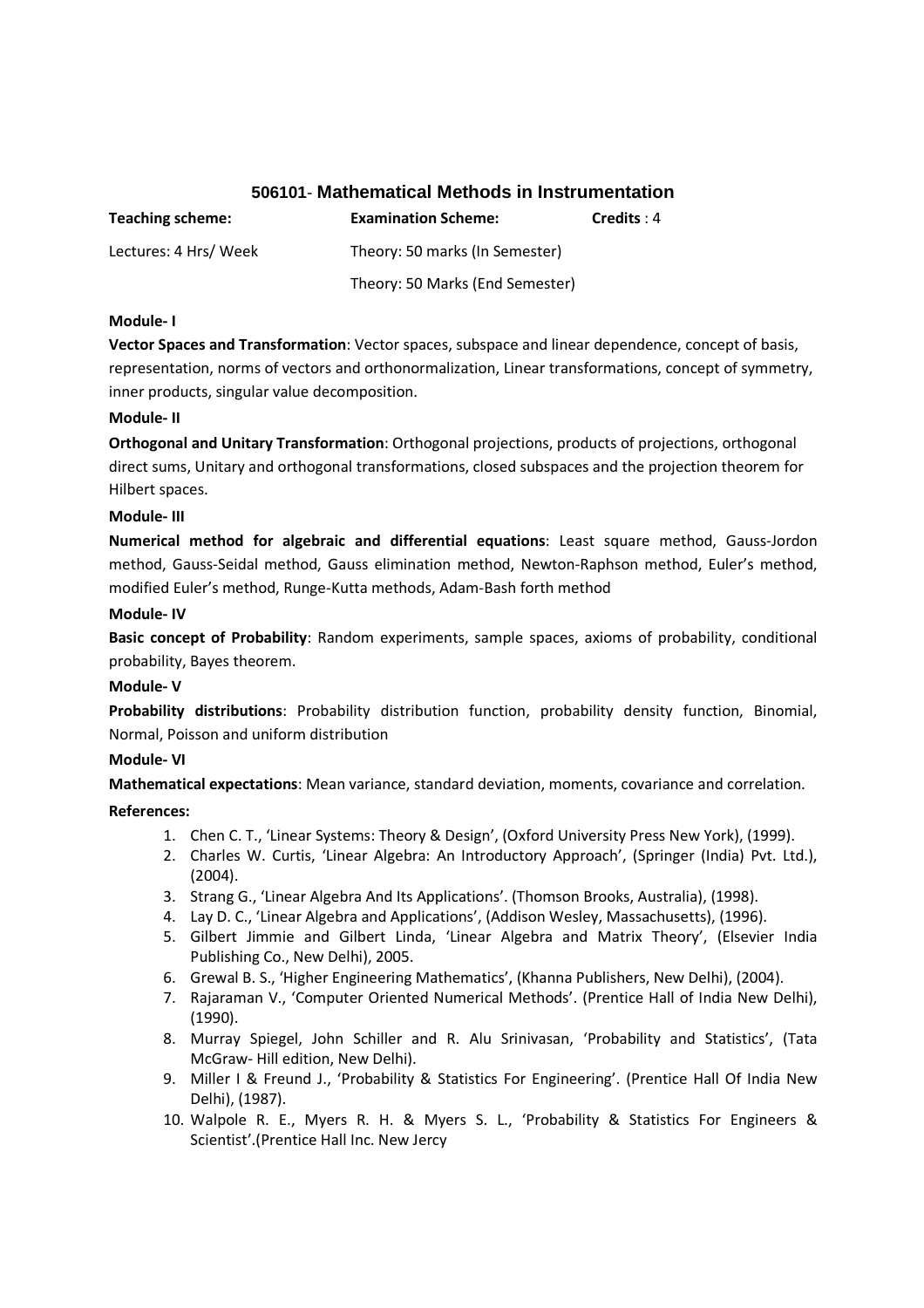## 506101- Mathematical Methods in Instrumentation

| **Teaching scheme:** | **Examination Scheme:** | **Credits** : 4 |
|---|---|---|
| Lectures: 4 Hrs/ Week | Theory: 50 marks (In Semester) | |
| | Theory: 50 Marks (End Semester) | |

**Module- I**

**Vector Spaces and Transformation**: Vector spaces, subspace and linear dependence, concept of basis, representation, norms of vectors and orthonormalization, Linear transformations, concept of symmetry, inner products, singular value decomposition.

**Module- II**

**Orthogonal and Unitary Transformation**: Orthogonal projections, products of projections, orthogonal direct sums, Unitary and orthogonal transformations, closed subspaces and the projection theorem for Hilbert spaces.

**Module- III**

**Numerical method for algebraic and differential equations**: Least square method, Gauss-Jordon method, Gauss-Seidal method, Gauss elimination method, Newton-Raphson method, Euler's method, modified Euler's method, Runge-Kutta methods, Adam-Bash forth method

**Module- IV**

**Basic concept of Probability**: Random experiments, sample spaces, axioms of probability, conditional probability, Bayes theorem.

**Module- V**

**Probability distributions**: Probability distribution function, probability density function, Binomial, Normal, Poisson and uniform distribution

**Module- VI**

**Mathematical expectations**: Mean variance, standard deviation, moments, covariance and correlation.

**References:**

1. Chen C. T., 'Linear Systems: Theory & Design', (Oxford University Press New York), (1999).
2. Charles W. Curtis, 'Linear Algebra: An Introductory Approach', (Springer (India) Pvt. Ltd.), (2004).
3. Strang G., 'Linear Algebra And Its Applications'. (Thomson Brooks, Australia), (1998).
4. Lay D. C., 'Linear Algebra and Applications', (Addison Wesley, Massachusetts), (1996).
5. Gilbert Jimmie and Gilbert Linda, 'Linear Algebra and Matrix Theory', (Elsevier India Publishing Co., New Delhi), 2005.
6. Grewal B. S., 'Higher Engineering Mathematics', (Khanna Publishers, New Delhi), (2004).
7. Rajaraman V., 'Computer Oriented Numerical Methods'. (Prentice Hall of India New Delhi), (1990).
8. Murray Spiegel, John Schiller and R. Alu Srinivasan, 'Probability and Statistics', (Tata McGraw- Hill edition, New Delhi).
9. Miller I & Freund J., 'Probability & Statistics For Engineering'. (Prentice Hall Of India New Delhi), (1987).
10. Walpole R. E., Myers R. H. & Myers S. L., 'Probability & Statistics For Engineers & Scientist'.(Prentice Hall Inc. New Jercy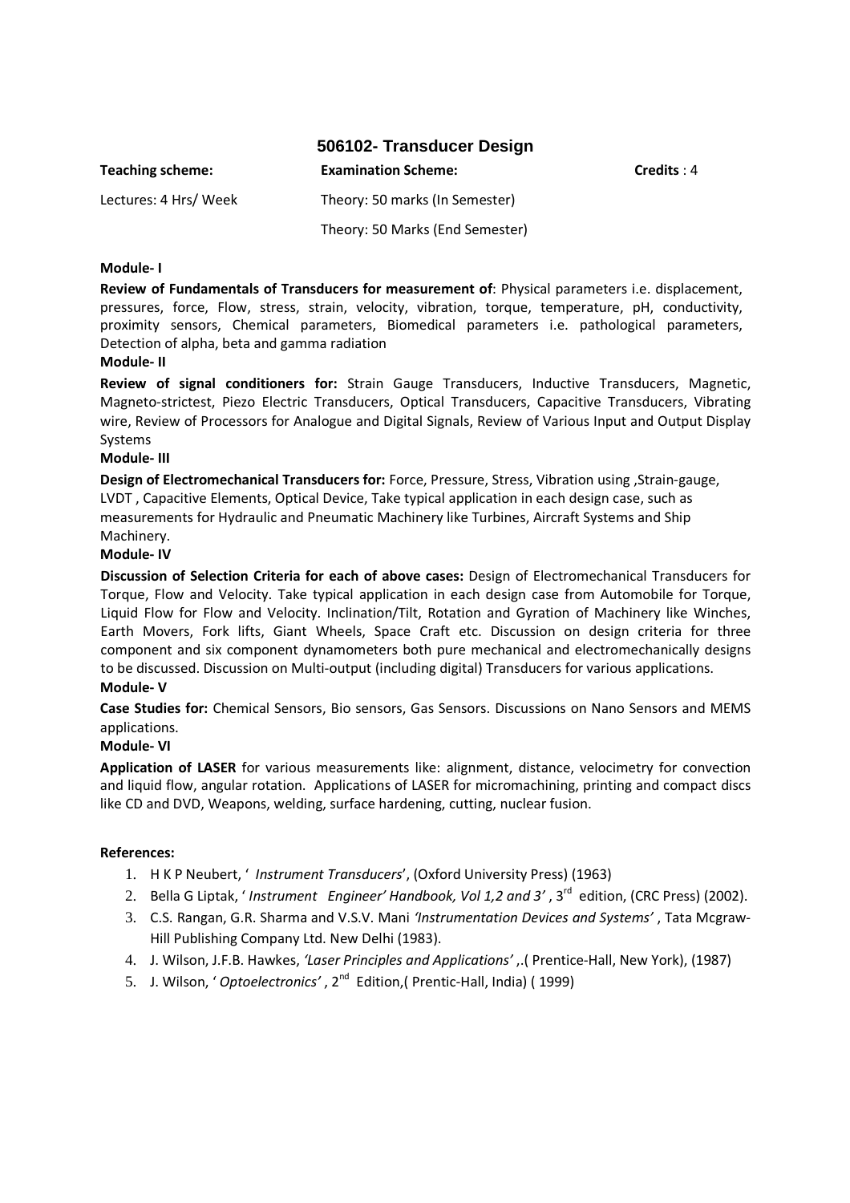## 506102- Transducer Design

| **Teaching scheme:** | **Examination Scheme:** | **Credits** : 4 |
|---|---|---|
| Lectures: 4 Hrs/ Week | Theory: 50 marks (In Semester) | |
| | Theory: 50 Marks (End Semester) | |

**Module- I**

**Review of Fundamentals of Transducers for measurement of**: Physical parameters i.e. displacement, pressures, force, Flow, stress, strain, velocity, vibration, torque, temperature, pH, conductivity, proximity sensors, Chemical parameters, Biomedical parameters i.e. pathological parameters, Detection of alpha, beta and gamma radiation

**Module- II**

**Review of signal conditioners for:** Strain Gauge Transducers, Inductive Transducers, Magnetic, Magneto-strictest, Piezo Electric Transducers, Optical Transducers, Capacitive Transducers, Vibrating wire, Review of Processors for Analogue and Digital Signals, Review of Various Input and Output Display Systems

**Module- III**

**Design of Electromechanical Transducers for:** Force, Pressure, Stress, Vibration using ,Strain-gauge, LVDT , Capacitive Elements, Optical Device, Take typical application in each design case, such as measurements for Hydraulic and Pneumatic Machinery like Turbines, Aircraft Systems and Ship Machinery.

**Module- IV**

**Discussion of Selection Criteria for each of above cases:** Design of Electromechanical Transducers for Torque, Flow and Velocity. Take typical application in each design case from Automobile for Torque, Liquid Flow for Flow and Velocity. Inclination/Tilt, Rotation and Gyration of Machinery like Winches, Earth Movers, Fork lifts, Giant Wheels, Space Craft etc. Discussion on design criteria for three component and six component dynamometers both pure mechanical and electromechanically designs to be discussed. Discussion on Multi-output (including digital) Transducers for various applications.

**Module- V**

**Case Studies for:** Chemical Sensors, Bio sensors, Gas Sensors. Discussions on Nano Sensors and MEMS applications.

**Module- VI**

**Application of LASER** for various measurements like: alignment, distance, velocimetry for convection and liquid flow, angular rotation. Applications of LASER for micromachining, printing and compact discs like CD and DVD, Weapons, welding, surface hardening, cutting, nuclear fusion.

**References:**

1. H K P Neubert, ' *Instrument Transducers*', (Oxford University Press) (1963)
2. Bella G Liptak, ' *Instrument Engineer' Handbook, Vol 1,2 and 3'* , 3rd edition, (CRC Press) (2002).
3. C.S. Rangan, G.R. Sharma and V.S.V. Mani *'Instrumentation Devices and Systems'* , Tata Mcgraw-Hill Publishing Company Ltd. New Delhi (1983).
4. J. Wilson, J.F.B. Hawkes, *'Laser Principles and Applications'* ,.( Prentice-Hall, New York), (1987)
5. J. Wilson, ' *Optoelectronics'* , 2nd Edition,( Prentic-Hall, India) ( 1999)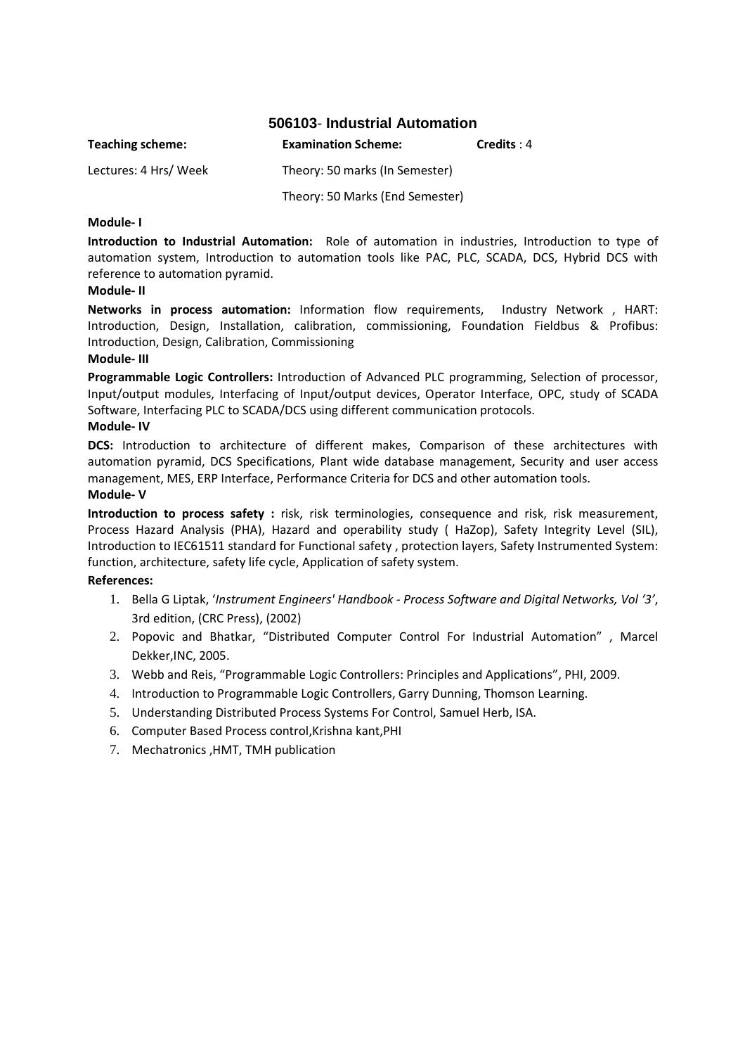## 506103- Industrial Automation

| **Teaching scheme:** | **Examination Scheme:** | **Credits** : 4 |
|---|---|---|
| Lectures: 4 Hrs/ Week | Theory: 50 marks (In Semester) | |
| | Theory: 50 Marks (End Semester) | |

**Module- I**

**Introduction to Industrial Automation:** Role of automation in industries, Introduction to type of automation system, Introduction to automation tools like PAC, PLC, SCADA, DCS, Hybrid DCS with reference to automation pyramid.

**Module- II**

**Networks in process automation:** Information flow requirements, Industry Network , HART: Introduction, Design, Installation, calibration, commissioning, Foundation Fieldbus & Profibus: Introduction, Design, Calibration, Commissioning

**Module- III**

**Programmable Logic Controllers:** Introduction of Advanced PLC programming, Selection of processor, Input/output modules, Interfacing of Input/output devices, Operator Interface, OPC, study of SCADA Software, Interfacing PLC to SCADA/DCS using different communication protocols.

**Module- IV**

**DCS:** Introduction to architecture of different makes, Comparison of these architectures with automation pyramid, DCS Specifications, Plant wide database management, Security and user access management, MES, ERP Interface, Performance Criteria for DCS and other automation tools.

**Module- V**

**Introduction to process safety :** risk, risk terminologies, consequence and risk, risk measurement, Process Hazard Analysis (PHA), Hazard and operability study ( HaZop), Safety Integrity Level (SIL), Introduction to IEC61511 standard for Functional safety , protection layers, Safety Instrumented System: function, architecture, safety life cycle, Application of safety system.

**References:**

1. Bella G Liptak, '*Instrument Engineers' Handbook - Process Software and Digital Networks, Vol '3'*, 3rd edition, (CRC Press), (2002)
2. Popovic and Bhatkar, "Distributed Computer Control For Industrial Automation" , Marcel Dekker,INC, 2005.
3. Webb and Reis, "Programmable Logic Controllers: Principles and Applications", PHI, 2009.
4. Introduction to Programmable Logic Controllers, Garry Dunning, Thomson Learning.
5. Understanding Distributed Process Systems For Control, Samuel Herb, ISA.
6. Computer Based Process control,Krishna kant,PHI
7. Mechatronics ,HMT, TMH publication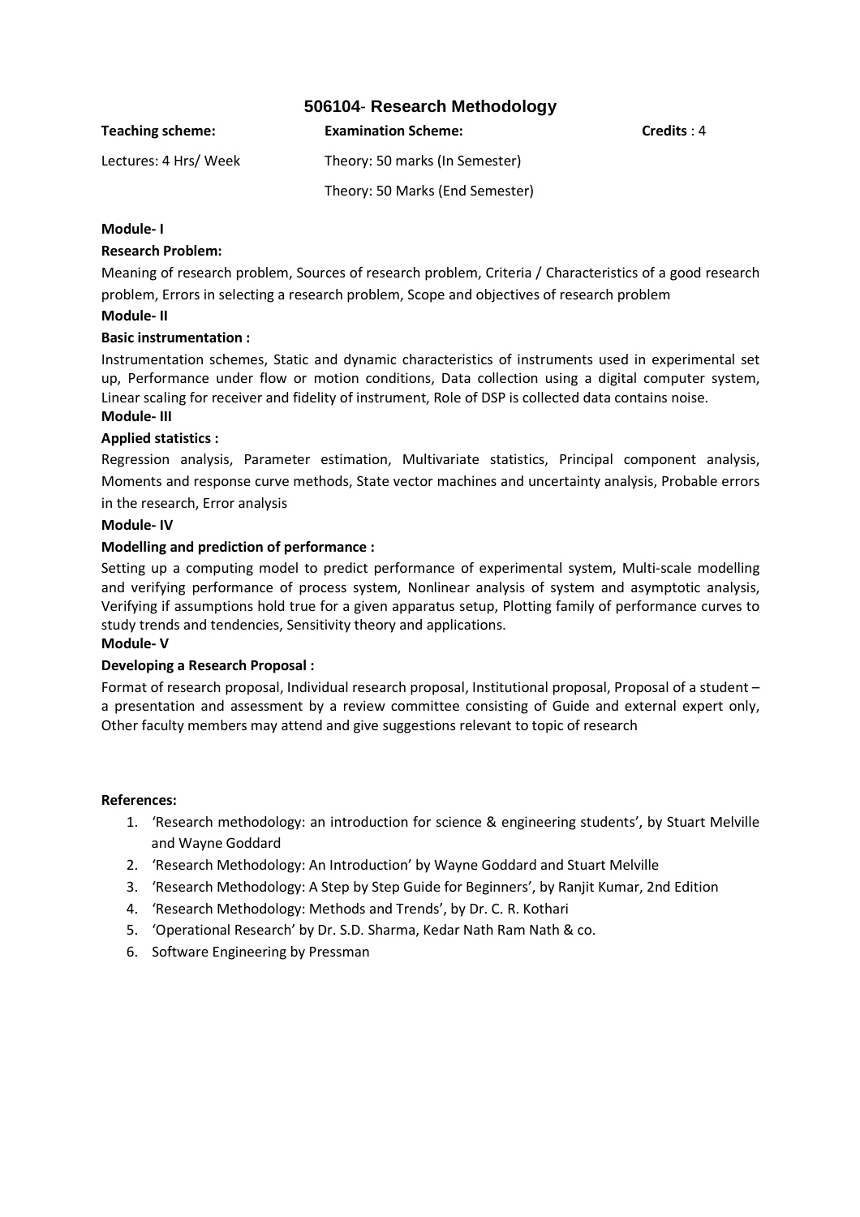## 506104- Research Methodology

| **Teaching scheme:** | **Examination Scheme:** | **Credits** : 4 |
|---|---|---|
| Lectures: 4 Hrs/ Week | Theory: 50 marks (In Semester) | |
| | Theory: 50 Marks (End Semester) | |

**Module- I**

**Research Problem:**

Meaning of research problem, Sources of research problem, Criteria / Characteristics of a good research problem, Errors in selecting a research problem, Scope and objectives of research problem

**Module- II**

**Basic instrumentation :**

Instrumentation schemes, Static and dynamic characteristics of instruments used in experimental set up, Performance under flow or motion conditions, Data collection using a digital computer system, Linear scaling for receiver and fidelity of instrument, Role of DSP is collected data contains noise.

**Module- III**

**Applied statistics :**

Regression analysis, Parameter estimation, Multivariate statistics, Principal component analysis, Moments and response curve methods, State vector machines and uncertainty analysis, Probable errors in the research, Error analysis

**Module- IV**

**Modelling and prediction of performance :**

Setting up a computing model to predict performance of experimental system, Multi-scale modelling and verifying performance of process system, Nonlinear analysis of system and asymptotic analysis, Verifying if assumptions hold true for a given apparatus setup, Plotting family of performance curves to study trends and tendencies, Sensitivity theory and applications.

**Module- V**

**Developing a Research Proposal :**

Format of research proposal, Individual research proposal, Institutional proposal, Proposal of a student – a presentation and assessment by a review committee consisting of Guide and external expert only, Other faculty members may attend and give suggestions relevant to topic of research

**References:**

1. 'Research methodology: an introduction for science & engineering students', by Stuart Melville and Wayne Goddard
2. 'Research Methodology: An Introduction' by Wayne Goddard and Stuart Melville
3. 'Research Methodology: A Step by Step Guide for Beginners', by Ranjit Kumar, 2nd Edition
4. 'Research Methodology: Methods and Trends', by Dr. C. R. Kothari
5. 'Operational Research' by Dr. S.D. Sharma, Kedar Nath Ram Nath & co.
6. Software Engineering by Pressman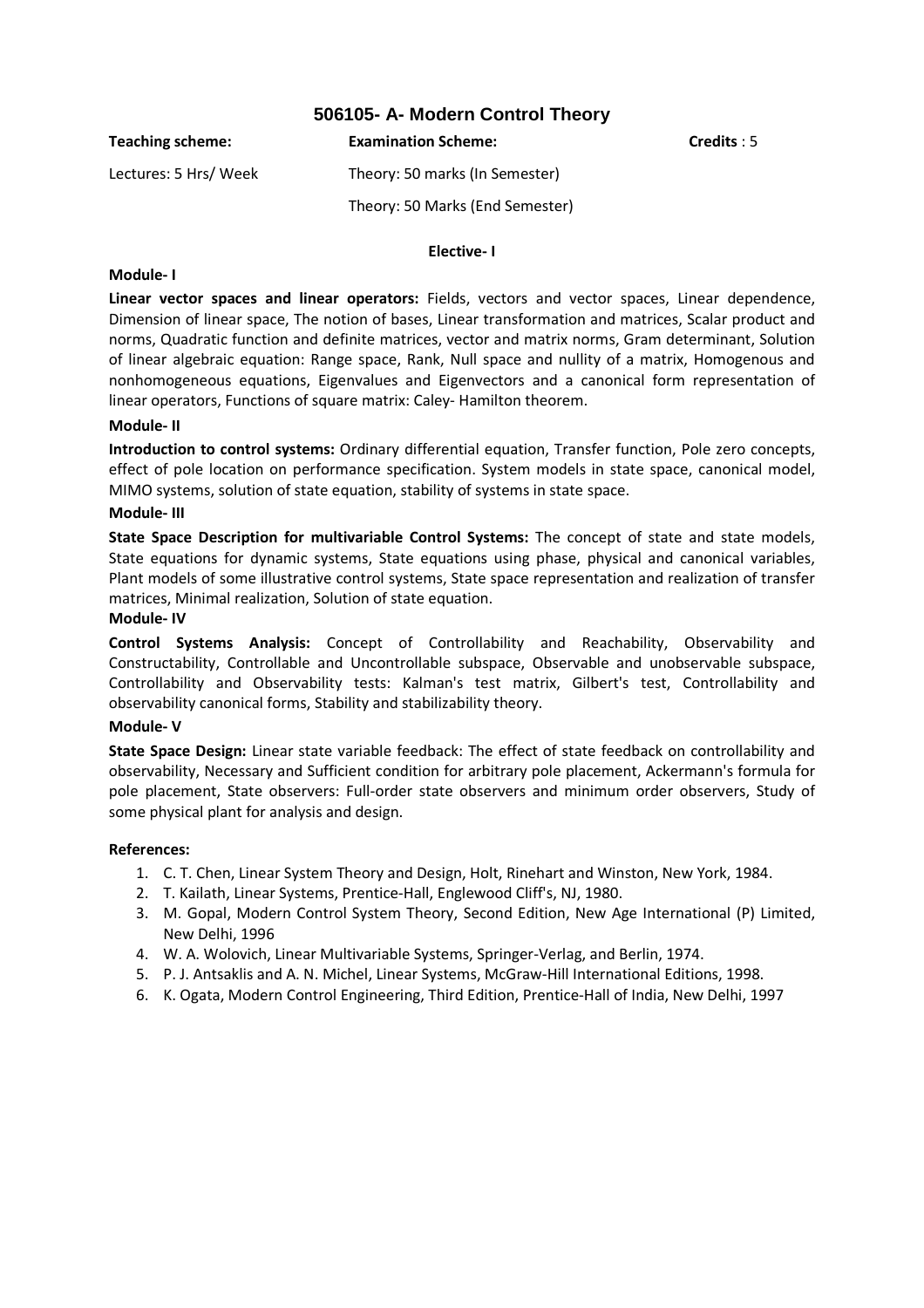## 506105- A- Modern Control Theory

| **Teaching scheme:** | **Examination Scheme:** | **Credits** : 5 |
|---|---|---|
| Lectures: 5 Hrs/ Week | Theory: 50 marks (In Semester) | |
| | Theory: 50 Marks (End Semester) | |

**Elective- I**

**Module- I**

**Linear vector spaces and linear operators:** Fields, vectors and vector spaces, Linear dependence, Dimension of linear space, The notion of bases, Linear transformation and matrices, Scalar product and norms, Quadratic function and definite matrices, vector and matrix norms, Gram determinant, Solution of linear algebraic equation: Range space, Rank, Null space and nullity of a matrix, Homogenous and nonhomogeneous equations, Eigenvalues and Eigenvectors and a canonical form representation of linear operators, Functions of square matrix: Caley- Hamilton theorem.

**Module- II**

**Introduction to control systems:** Ordinary differential equation, Transfer function, Pole zero concepts, effect of pole location on performance specification. System models in state space, canonical model, MIMO systems, solution of state equation, stability of systems in state space.

**Module- III**

**State Space Description for multivariable Control Systems:** The concept of state and state models, State equations for dynamic systems, State equations using phase, physical and canonical variables, Plant models of some illustrative control systems, State space representation and realization of transfer matrices, Minimal realization, Solution of state equation.

**Module- IV**

**Control Systems Analysis:** Concept of Controllability and Reachability, Observability and Constructability, Controllable and Uncontrollable subspace, Observable and unobservable subspace, Controllability and Observability tests: Kalman's test matrix, Gilbert's test, Controllability and observability canonical forms, Stability and stabilizability theory.

**Module- V**

**State Space Design:** Linear state variable feedback: The effect of state feedback on controllability and observability, Necessary and Sufficient condition for arbitrary pole placement, Ackermann's formula for pole placement, State observers: Full-order state observers and minimum order observers, Study of some physical plant for analysis and design.

**References:**

1. C. T. Chen, Linear System Theory and Design, Holt, Rinehart and Winston, New York, 1984.
2. T. Kailath, Linear Systems, Prentice-Hall, Englewood Cliff's, NJ, 1980.
3. M. Gopal, Modern Control System Theory, Second Edition, New Age International (P) Limited, New Delhi, 1996
4. W. A. Wolovich, Linear Multivariable Systems, Springer-Verlag, and Berlin, 1974.
5. P. J. Antsaklis and A. N. Michel, Linear Systems, McGraw-Hill International Editions, 1998.
6. K. Ogata, Modern Control Engineering, Third Edition, Prentice-Hall of India, New Delhi, 1997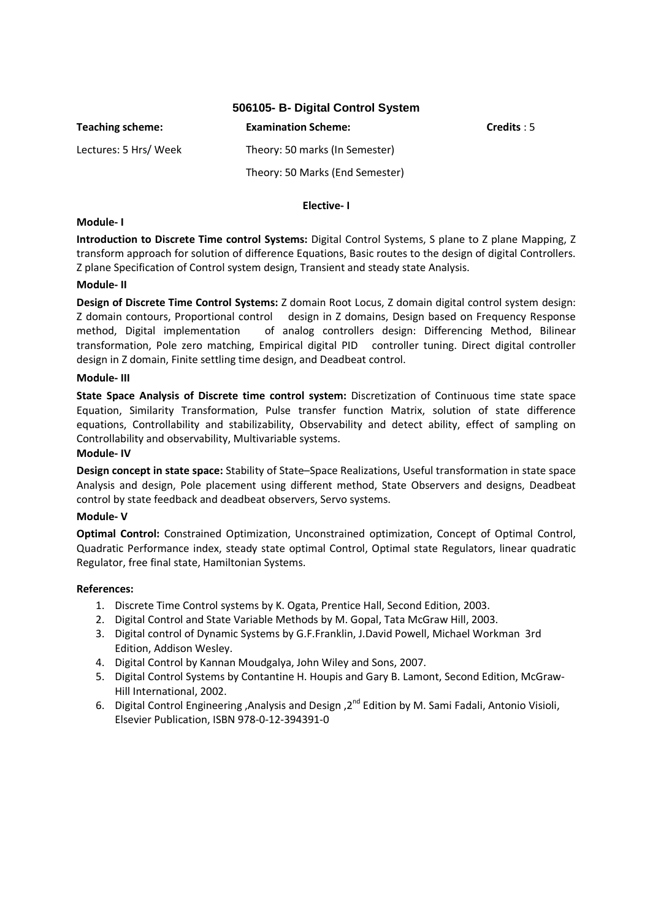## 506105- B- Digital Control System

| **Teaching scheme:** | **Examination Scheme:** | **Credits** : 5 |
|---|---|---|
| Lectures: 5 Hrs/ Week | Theory: 50 marks (In Semester) | |
| | Theory: 50 Marks (End Semester) | |

**Elective- I**

**Module- I**

**Introduction to Discrete Time control Systems:** Digital Control Systems, S plane to Z plane Mapping, Z transform approach for solution of difference Equations, Basic routes to the design of digital Controllers. Z plane Specification of Control system design, Transient and steady state Analysis.

**Module- II**

**Design of Discrete Time Control Systems:** Z domain Root Locus, Z domain digital control system design: Z domain contours, Proportional control design in Z domains, Design based on Frequency Response method, Digital implementation of analog controllers design: Differencing Method, Bilinear transformation, Pole zero matching, Empirical digital PID controller tuning. Direct digital controller design in Z domain, Finite settling time design, and Deadbeat control.

**Module- III**

**State Space Analysis of Discrete time control system:** Discretization of Continuous time state space Equation, Similarity Transformation, Pulse transfer function Matrix, solution of state difference equations, Controllability and stabilizability, Observability and detect ability, effect of sampling on Controllability and observability, Multivariable systems.

**Module- IV**

**Design concept in state space:** Stability of State–Space Realizations, Useful transformation in state space Analysis and design, Pole placement using different method, State Observers and designs, Deadbeat control by state feedback and deadbeat observers, Servo systems.

**Module- V**

**Optimal Control:** Constrained Optimization, Unconstrained optimization, Concept of Optimal Control, Quadratic Performance index, steady state optimal Control, Optimal state Regulators, linear quadratic Regulator, free final state, Hamiltonian Systems.

**References:**

1. Discrete Time Control systems by K. Ogata, Prentice Hall, Second Edition, 2003.
2. Digital Control and State Variable Methods by M. Gopal, Tata McGraw Hill, 2003.
3. Digital control of Dynamic Systems by G.F.Franklin, J.David Powell, Michael Workman 3rd Edition, Addison Wesley.
4. Digital Control by Kannan Moudgalya, John Wiley and Sons, 2007.
5. Digital Control Systems by Contantine H. Houpis and Gary B. Lamont, Second Edition, McGraw-Hill International, 2002.
6. Digital Control Engineering ,Analysis and Design ,2nd Edition by M. Sami Fadali, Antonio Visioli, Elsevier Publication, ISBN 978-0-12-394391-0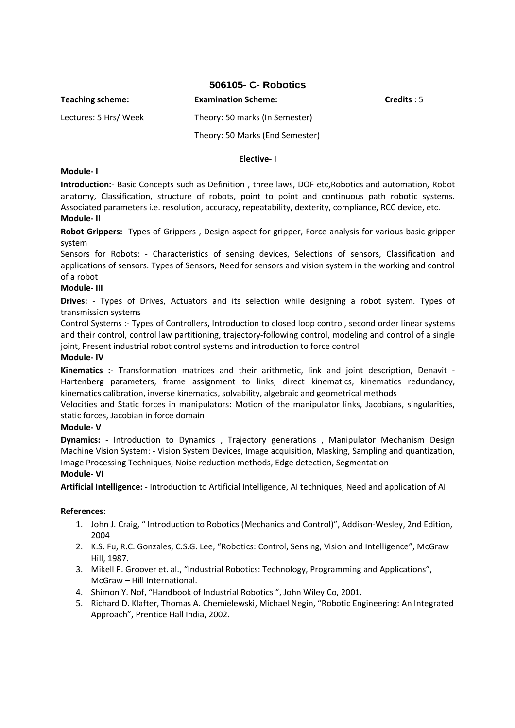# 506105- C- Robotics

| **Teaching scheme:** | **Examination Scheme:** | **Credits** : 5 |
|---|---|---|
| Lectures: 5 Hrs/ Week | Theory: 50 marks (In Semester) | |
| | Theory: 50 Marks (End Semester) | |

**Elective- I**

**Module- I**

**Introduction:**- Basic Concepts such as Definition , three laws, DOF etc,Robotics and automation, Robot anatomy, Classification, structure of robots, point to point and continuous path robotic systems. Associated parameters i.e. resolution, accuracy, repeatability, dexterity, compliance, RCC device, etc.

**Module- II**

**Robot Grippers:**- Types of Grippers , Design aspect for gripper, Force analysis for various basic gripper system

Sensors for Robots: - Characteristics of sensing devices, Selections of sensors, Classification and applications of sensors. Types of Sensors, Need for sensors and vision system in the working and control of a robot

**Module- III**

**Drives:** - Types of Drives, Actuators and its selection while designing a robot system. Types of transmission systems

Control Systems :- Types of Controllers, Introduction to closed loop control, second order linear systems and their control, control law partitioning, trajectory-following control, modeling and control of a single joint, Present industrial robot control systems and introduction to force control

**Module- IV**

**Kinematics :**- Transformation matrices and their arithmetic, link and joint description, Denavit - Hartenberg parameters, frame assignment to links, direct kinematics, kinematics redundancy, kinematics calibration, inverse kinematics, solvability, algebraic and geometrical methods

Velocities and Static forces in manipulators: Motion of the manipulator links, Jacobians, singularities, static forces, Jacobian in force domain

**Module- V**

**Dynamics:** - Introduction to Dynamics , Trajectory generations , Manipulator Mechanism Design

Machine Vision System: - Vision System Devices, Image acquisition, Masking, Sampling and quantization, Image Processing Techniques, Noise reduction methods, Edge detection, Segmentation

**Module- VI**

**Artificial Intelligence:** - Introduction to Artificial Intelligence, AI techniques, Need and application of AI

**References:**

1. John J. Craig, " Introduction to Robotics (Mechanics and Control)", Addison-Wesley, 2nd Edition, 2004
2. K.S. Fu, R.C. Gonzales, C.S.G. Lee, "Robotics: Control, Sensing, Vision and Intelligence", McGraw Hill, 1987.
3. Mikell P. Groover et. al., "Industrial Robotics: Technology, Programming and Applications", McGraw – Hill International.
4. Shimon Y. Nof, "Handbook of Industrial Robotics ", John Wiley Co, 2001.
5. Richard D. Klafter, Thomas A. Chemielewski, Michael Negin, "Robotic Engineering: An Integrated Approach", Prentice Hall India, 2002.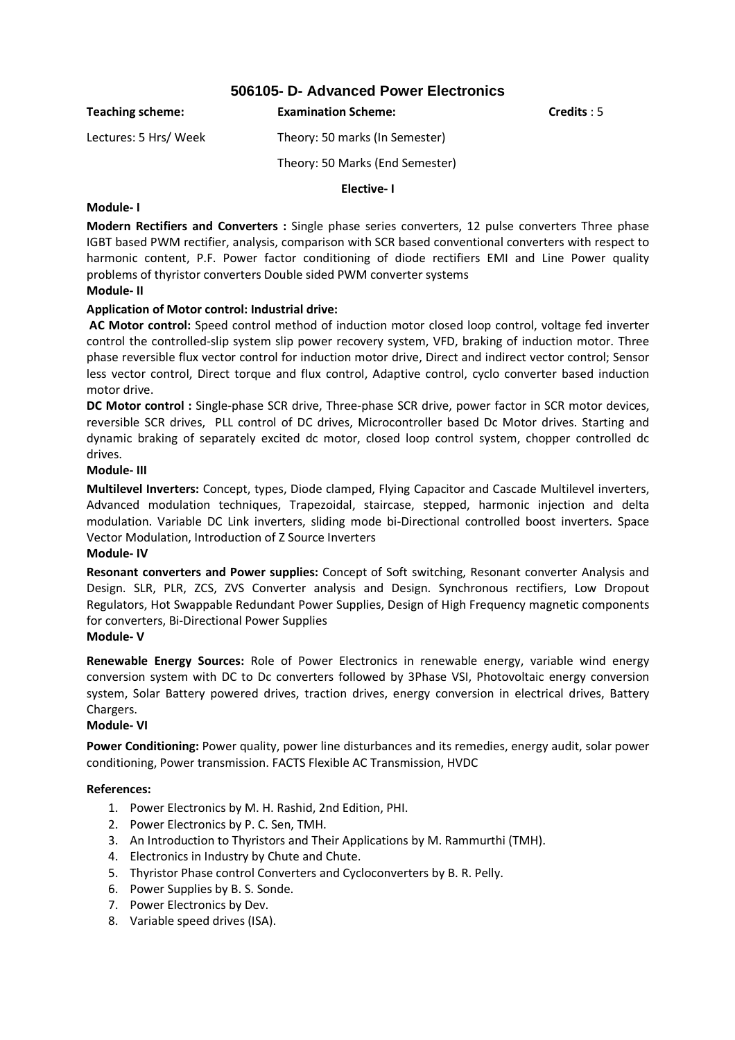## 506105- D- Advanced Power Electronics

| **Teaching scheme:** | **Examination Scheme:** | **Credits** : 5 |
|---|---|---|
| Lectures: 5 Hrs/ Week | Theory: 50 marks (In Semester) | |
| | Theory: 50 Marks (End Semester) | |

**Elective- I**

**Module- I**

**Modern Rectifiers and Converters :** Single phase series converters, 12 pulse converters Three phase IGBT based PWM rectifier, analysis, comparison with SCR based conventional converters with respect to harmonic content, P.F. Power factor conditioning of diode rectifiers EMI and Line Power quality problems of thyristor converters Double sided PWM converter systems

**Module- II**

**Application of Motor control: Industrial drive:**

**AC Motor control:** Speed control method of induction motor closed loop control, voltage fed inverter control the controlled-slip system slip power recovery system, VFD, braking of induction motor. Three phase reversible flux vector control for induction motor drive, Direct and indirect vector control; Sensor less vector control, Direct torque and flux control, Adaptive control, cyclo converter based induction motor drive.

**DC Motor control :** Single-phase SCR drive, Three-phase SCR drive, power factor in SCR motor devices, reversible SCR drives, PLL control of DC drives, Microcontroller based Dc Motor drives. Starting and dynamic braking of separately excited dc motor, closed loop control system, chopper controlled dc drives.

**Module- III**

**Multilevel Inverters:** Concept, types, Diode clamped, Flying Capacitor and Cascade Multilevel inverters, Advanced modulation techniques, Trapezoidal, staircase, stepped, harmonic injection and delta modulation. Variable DC Link inverters, sliding mode bi-Directional controlled boost inverters. Space Vector Modulation, Introduction of Z Source Inverters

**Module- IV**

**Resonant converters and Power supplies:** Concept of Soft switching, Resonant converter Analysis and Design. SLR, PLR, ZCS, ZVS Converter analysis and Design. Synchronous rectifiers, Low Dropout Regulators, Hot Swappable Redundant Power Supplies, Design of High Frequency magnetic components for converters, Bi-Directional Power Supplies

**Module- V**

**Renewable Energy Sources:** Role of Power Electronics in renewable energy, variable wind energy conversion system with DC to Dc converters followed by 3Phase VSI, Photovoltaic energy conversion system, Solar Battery powered drives, traction drives, energy conversion in electrical drives, Battery Chargers.

**Module- VI**

**Power Conditioning:** Power quality, power line disturbances and its remedies, energy audit, solar power conditioning, Power transmission. FACTS Flexible AC Transmission, HVDC

**References:**

1. Power Electronics by M. H. Rashid, 2nd Edition, PHI.
2. Power Electronics by P. C. Sen, TMH.
3. An Introduction to Thyristors and Their Applications by M. Rammurthi (TMH).
4. Electronics in Industry by Chute and Chute.
5. Thyristor Phase control Converters and Cycloconverters by B. R. Pelly.
6. Power Supplies by B. S. Sonde.
7. Power Electronics by Dev.
8. Variable speed drives (ISA).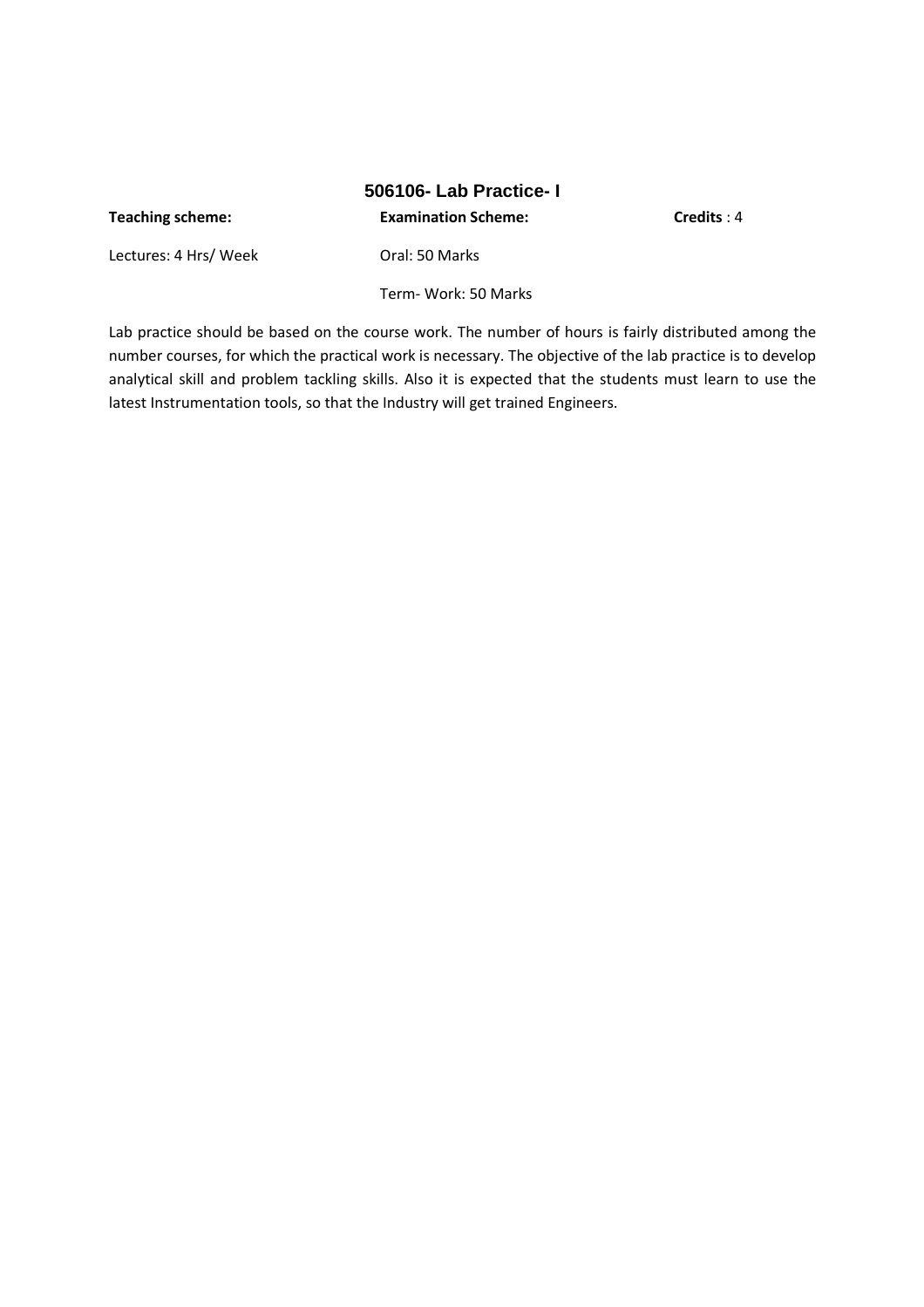## 506106- Lab Practice- I

| **Teaching scheme:** | **Examination Scheme:** | **Credits** : 4 |
|---|---|---|
| Lectures: 4 Hrs/ Week | Oral: 50 Marks | |
| | Term- Work: 50 Marks | |

Lab practice should be based on the course work. The number of hours is fairly distributed among the number courses, for which the practical work is necessary. The objective of the lab practice is to develop analytical skill and problem tackling skills. Also it is expected that the students must learn to use the latest Instrumentation tools, so that the Industry will get trained Engineers.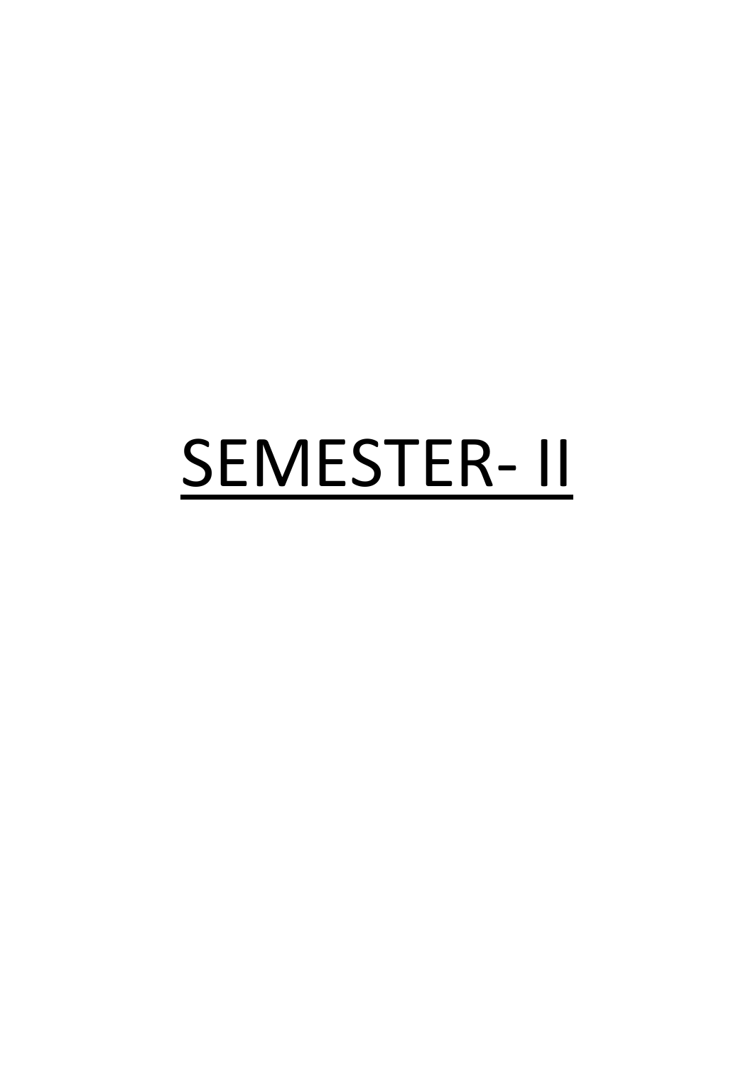# SEMESTER- II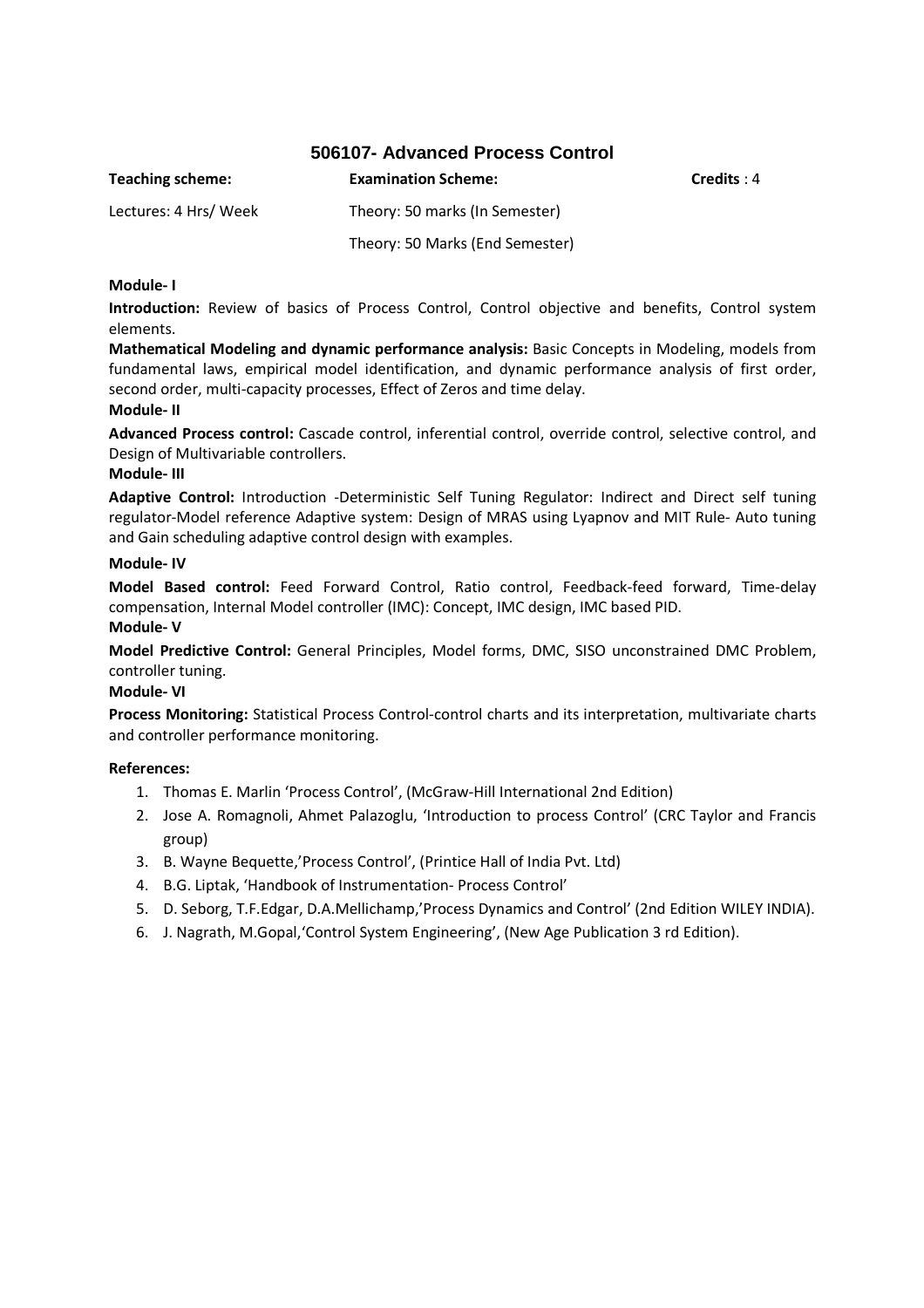## 506107- Advanced Process Control

| **Teaching scheme:** | **Examination Scheme:** | **Credits** : 4 |
|---|---|---|
| Lectures: 4 Hrs/ Week | Theory: 50 marks (In Semester) | |
| | Theory: 50 Marks (End Semester) | |

**Module- I**

**Introduction:** Review of basics of Process Control, Control objective and benefits, Control system elements.

**Mathematical Modeling and dynamic performance analysis:** Basic Concepts in Modeling, models from fundamental laws, empirical model identification, and dynamic performance analysis of first order, second order, multi-capacity processes, Effect of Zeros and time delay.

**Module- II**

**Advanced Process control:** Cascade control, inferential control, override control, selective control, and Design of Multivariable controllers.

**Module- III**

**Adaptive Control:** Introduction -Deterministic Self Tuning Regulator: Indirect and Direct self tuning regulator-Model reference Adaptive system: Design of MRAS using Lyapnov and MIT Rule- Auto tuning and Gain scheduling adaptive control design with examples.

**Module- IV**

**Model Based control:** Feed Forward Control, Ratio control, Feedback-feed forward, Time-delay compensation, Internal Model controller (IMC): Concept, IMC design, IMC based PID.

**Module- V**

**Model Predictive Control:** General Principles, Model forms, DMC, SISO unconstrained DMC Problem, controller tuning.

**Module- VI**

**Process Monitoring:** Statistical Process Control-control charts and its interpretation, multivariate charts and controller performance monitoring.

**References:**

1. Thomas E. Marlin 'Process Control', (McGraw-Hill International 2nd Edition)
2. Jose A. Romagnoli, Ahmet Palazoglu, 'Introduction to process Control' (CRC Taylor and Francis group)
3. B. Wayne Bequette,'Process Control', (Printice Hall of India Pvt. Ltd)
4. B.G. Liptak, 'Handbook of Instrumentation- Process Control'
5. D. Seborg, T.F.Edgar, D.A.Mellichamp,'Process Dynamics and Control' (2nd Edition WILEY INDIA).
6. J. Nagrath, M.Gopal,'Control System Engineering', (New Age Publication 3 rd Edition).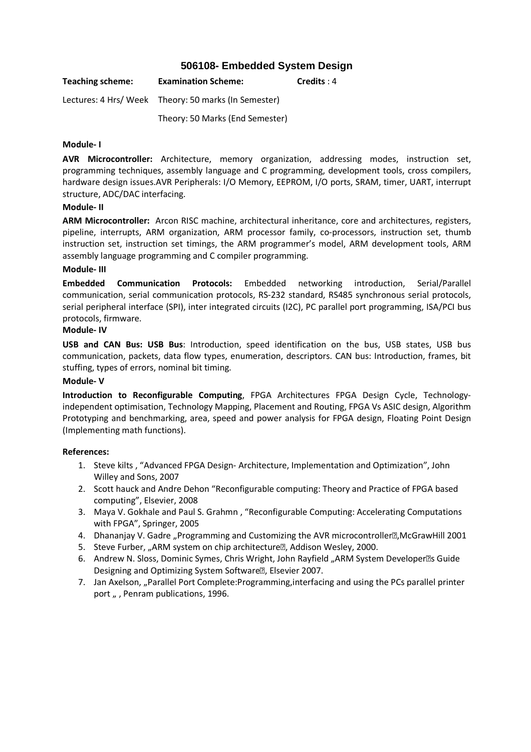## 506108- Embedded System Design

| **Teaching scheme:** | **Examination Scheme:** | **Credits** : 4 |
|---|---|---|
| Lectures: 4 Hrs/ Week | Theory: 50 marks (In Semester) | |
| | Theory: 50 Marks (End Semester) | |

### Module- I

**AVR Microcontroller:** Architecture, memory organization, addressing modes, instruction set, programming techniques, assembly language and C programming, development tools, cross compilers, hardware design issues.AVR Peripherals: I/O Memory, EEPROM, I/O ports, SRAM, timer, UART, interrupt structure, ADC/DAC interfacing.

### Module- II

**ARM Microcontroller:** Arcon RISC machine, architectural inheritance, core and architectures, registers, pipeline, interrupts, ARM organization, ARM processor family, co-processors, instruction set, thumb instruction set, instruction set timings, the ARM programmer's model, ARM development tools, ARM assembly language programming and C compiler programming.

### Module- III

**Embedded Communication Protocols:** Embedded networking introduction, Serial/Parallel communication, serial communication protocols, RS-232 standard, RS485 synchronous serial protocols, serial peripheral interface (SPI), inter integrated circuits (I2C), PC parallel port programming, ISA/PCI bus protocols, firmware.

### Module- IV

**USB and CAN Bus: USB Bus**: Introduction, speed identification on the bus, USB states, USB bus communication, packets, data flow types, enumeration, descriptors. CAN bus: Introduction, frames, bit stuffing, types of errors, nominal bit timing.

### Module- V

**Introduction to Reconfigurable Computing**, FPGA Architectures FPGA Design Cycle, Technology-independent optimisation, Technology Mapping, Placement and Routing, FPGA Vs ASIC design, Algorithm Prototyping and benchmarking, area, speed and power analysis for FPGA design, Floating Point Design (Implementing math functions).

### References:

1. Steve kilts , "Advanced FPGA Design- Architecture, Implementation and Optimization", John Willey and Sons, 2007
2. Scott hauck and Andre Dehon "Reconfigurable computing: Theory and Practice of FPGA based computing", Elsevier, 2008
3. Maya V. Gokhale and Paul S. Grahmn , "Reconfigurable Computing: Accelerating Computations with FPGA", Springer, 2005
4. Dhananjay V. Gadre „Programming and Customizing the AVR microcontroller", McGrawHill 2001
5. Steve Furber, „ARM system on chip architecture", Addison Wesley, 2000.
6. Andrew N. Sloss, Dominic Symes, Chris Wright, John Rayfield „ARM System Developer's Guide Designing and Optimizing System Software", Elsevier 2007.
7. Jan Axelson, „Parallel Port Complete:Programming,interfacing and using the PCs parallel printer port „ , Penram publications, 1996.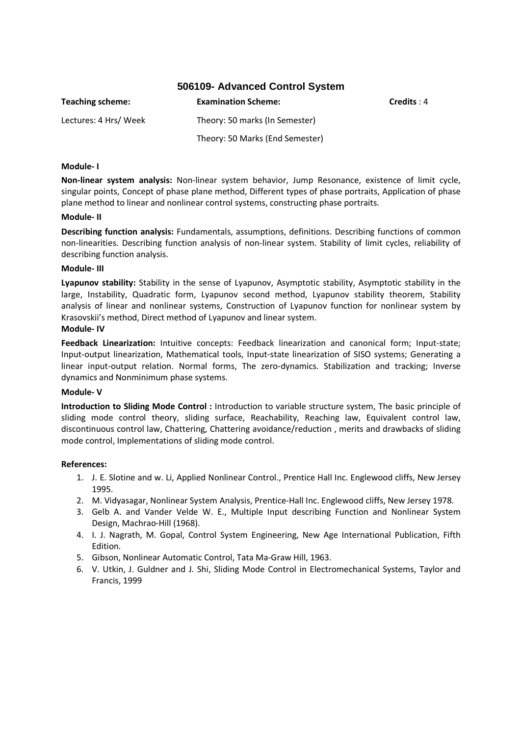## 506109- Advanced Control System

| **Teaching scheme:** | **Examination Scheme:** | **Credits** : 4 |
|---|---|---|
| Lectures: 4 Hrs/ Week | Theory: 50 marks (In Semester) | |
| | Theory: 50 Marks (End Semester) | |

**Module- I**

**Non-linear system analysis:** Non-linear system behavior, Jump Resonance, existence of limit cycle, singular points, Concept of phase plane method, Different types of phase portraits, Application of phase plane method to linear and nonlinear control systems, constructing phase portraits.

**Module- II**

**Describing function analysis:** Fundamentals, assumptions, definitions. Describing functions of common non-linearities. Describing function analysis of non-linear system. Stability of limit cycles, reliability of describing function analysis.

**Module- III**

**Lyapunov stability:** Stability in the sense of Lyapunov, Asymptotic stability, Asymptotic stability in the large, Instability, Quadratic form, Lyapunov second method, Lyapunov stability theorem, Stability analysis of linear and nonlinear systems, Construction of Lyapunov function for nonlinear system by Krasovskii's method, Direct method of Lyapunov and linear system.

**Module- IV**

**Feedback Linearization:** Intuitive concepts: Feedback linearization and canonical form; Input-state; Input-output linearization, Mathematical tools, Input-state linearization of SISO systems; Generating a linear input-output relation. Normal forms, The zero-dynamics. Stabilization and tracking; Inverse dynamics and Nonminimum phase systems.

**Module- V**

**Introduction to Sliding Mode Control :** Introduction to variable structure system, The basic principle of sliding mode control theory, sliding surface, Reachability, Reaching law, Equivalent control law, discontinuous control law, Chattering, Chattering avoidance/reduction , merits and drawbacks of sliding mode control, Implementations of sliding mode control.

**References:**

1. J. E. Slotine and w. Li, Applied Nonlinear Control., Prentice Hall Inc. Englewood cliffs, New Jersey 1995.
2. M. Vidyasagar, Nonlinear System Analysis, Prentice-Hall Inc. Englewood cliffs, New Jersey 1978.
3. Gelb A. and Vander Velde W. E., Multiple Input describing Function and Nonlinear System Design, Machrao-Hill (1968).
4. I. J. Nagrath, M. Gopal, Control System Engineering, New Age International Publication, Fifth Edition.
5. Gibson, Nonlinear Automatic Control, Tata Ma-Graw Hill, 1963.
6. V. Utkin, J. Guldner and J. Shi, Sliding Mode Control in Electromechanical Systems, Taylor and Francis, 1999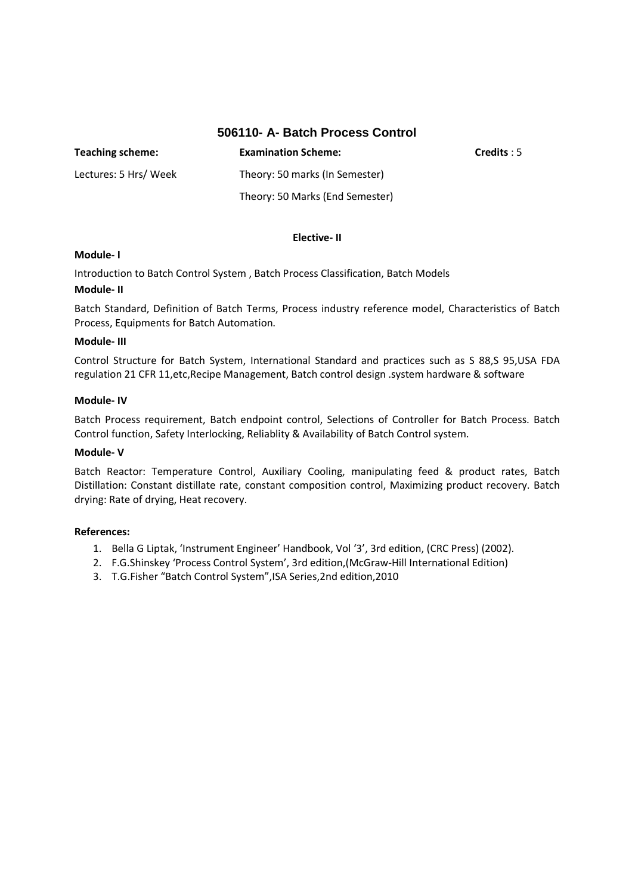## 506110- A- Batch Process Control

**Teaching scheme:** Lectures: 5 Hrs/ Week

**Examination Scheme:** Theory: 50 marks (In Semester), Theory: 50 Marks (End Semester)

**Credits** : 5

**Elective- II**

**Module- I**

Introduction to Batch Control System , Batch Process Classification, Batch Models

**Module- II**

Batch Standard, Definition of Batch Terms, Process industry reference model, Characteristics of Batch Process, Equipments for Batch Automation.

**Module- III**

Control Structure for Batch System, International Standard and practices such as S 88,S 95,USA FDA regulation 21 CFR 11,etc,Recipe Management, Batch control design .system hardware & software

**Module- IV**

Batch Process requirement, Batch endpoint control, Selections of Controller for Batch Process. Batch Control function, Safety Interlocking, Reliablity & Availability of Batch Control system.

**Module- V**

Batch Reactor: Temperature Control, Auxiliary Cooling, manipulating feed & product rates, Batch Distillation: Constant distillate rate, constant composition control, Maximizing product recovery. Batch drying: Rate of drying, Heat recovery.

**References:**

1. Bella G Liptak, 'Instrument Engineer' Handbook, Vol '3', 3rd edition, (CRC Press) (2002).
2. F.G.Shinskey 'Process Control System', 3rd edition,(McGraw-Hill International Edition)
3. T.G.Fisher "Batch Control System",ISA Series,2nd edition,2010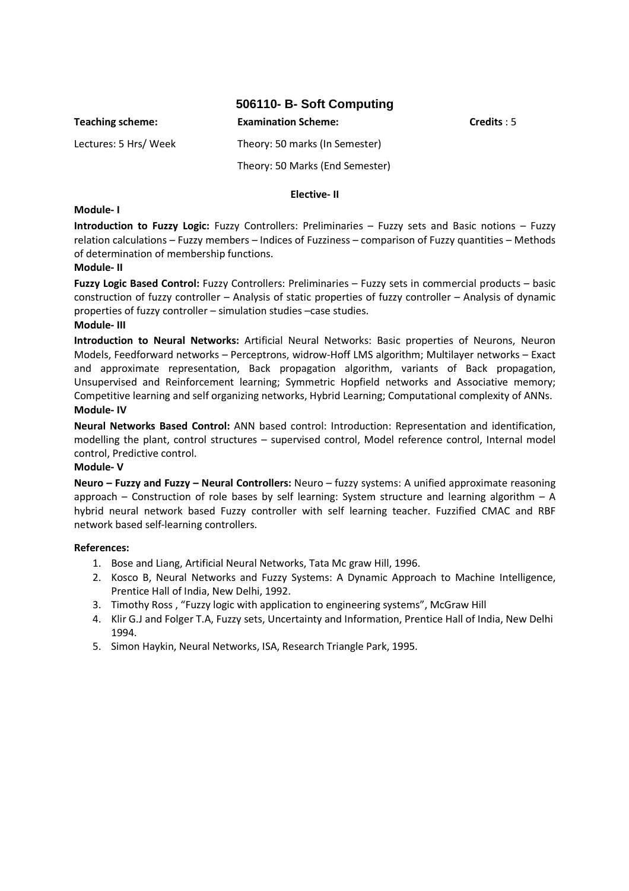## 506110- B- Soft Computing

| **Teaching scheme:** | **Examination Scheme:** | **Credits** : 5 |
|---|---|---|
| Lectures: 5 Hrs/ Week | Theory: 50 marks (In Semester) | |
| | Theory: 50 Marks (End Semester) | |

**Elective- II**

**Module- I**

**Introduction to Fuzzy Logic:** Fuzzy Controllers: Preliminaries – Fuzzy sets and Basic notions – Fuzzy relation calculations – Fuzzy members – Indices of Fuzziness – comparison of Fuzzy quantities – Methods of determination of membership functions.

**Module- II**

**Fuzzy Logic Based Control:** Fuzzy Controllers: Preliminaries – Fuzzy sets in commercial products – basic construction of fuzzy controller – Analysis of static properties of fuzzy controller – Analysis of dynamic properties of fuzzy controller – simulation studies –case studies.

**Module- III**

**Introduction to Neural Networks:** Artificial Neural Networks: Basic properties of Neurons, Neuron Models, Feedforward networks – Perceptrons, widrow-Hoff LMS algorithm; Multilayer networks – Exact and approximate representation, Back propagation algorithm, variants of Back propagation, Unsupervised and Reinforcement learning; Symmetric Hopfield networks and Associative memory; Competitive learning and self organizing networks, Hybrid Learning; Computational complexity of ANNs.

**Module- IV**

**Neural Networks Based Control:** ANN based control: Introduction: Representation and identification, modelling the plant, control structures – supervised control, Model reference control, Internal model control, Predictive control.

**Module- V**

**Neuro – Fuzzy and Fuzzy – Neural Controllers:** Neuro – fuzzy systems: A unified approximate reasoning approach – Construction of role bases by self learning: System structure and learning algorithm – A hybrid neural network based Fuzzy controller with self learning teacher. Fuzzified CMAC and RBF network based self-learning controllers.

**References:**

1. Bose and Liang, Artificial Neural Networks, Tata Mc graw Hill, 1996.
2. Kosco B, Neural Networks and Fuzzy Systems: A Dynamic Approach to Machine Intelligence, Prentice Hall of India, New Delhi, 1992.
3. Timothy Ross , "Fuzzy logic with application to engineering systems", McGraw Hill
4. Klir G.J and Folger T.A, Fuzzy sets, Uncertainty and Information, Prentice Hall of India, New Delhi 1994.
5. Simon Haykin, Neural Networks, ISA, Research Triangle Park, 1995.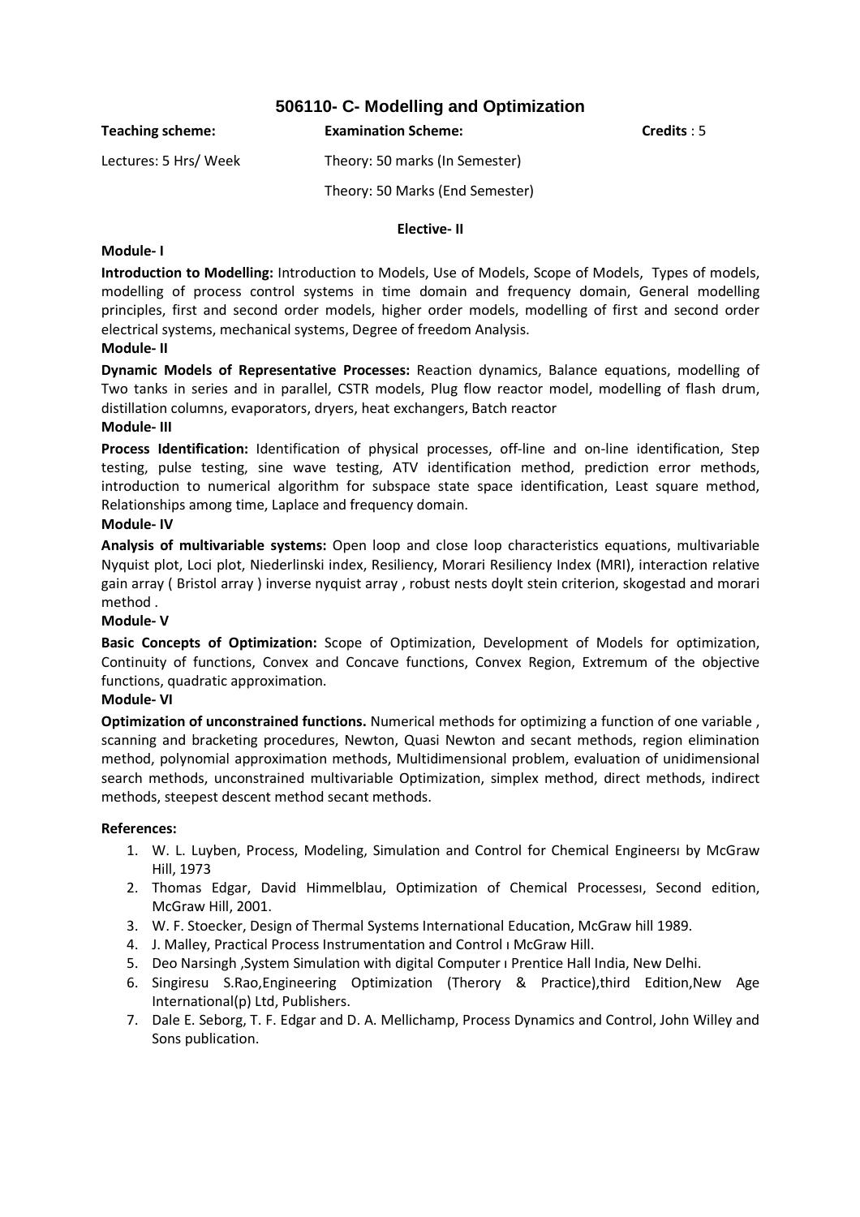# 506110- C- Modelling and Optimization

| **Teaching scheme:** | **Examination Scheme:** | **Credits** : 5 |
|---|---|---|
| Lectures: 5 Hrs/ Week | Theory: 50 marks (In Semester) | |
| | Theory: 50 Marks (End Semester) | |

**Elective- II**

**Module- I**

**Introduction to Modelling:** Introduction to Models, Use of Models, Scope of Models, Types of models, modelling of process control systems in time domain and frequency domain, General modelling principles, first and second order models, higher order models, modelling of first and second order electrical systems, mechanical systems, Degree of freedom Analysis.

**Module- II**

**Dynamic Models of Representative Processes:** Reaction dynamics, Balance equations, modelling of Two tanks in series and in parallel, CSTR models, Plug flow reactor model, modelling of flash drum, distillation columns, evaporators, dryers, heat exchangers, Batch reactor

**Module- III**

**Process Identification:** Identification of physical processes, off-line and on-line identification, Step testing, pulse testing, sine wave testing, ATV identification method, prediction error methods, introduction to numerical algorithm for subspace state space identification, Least square method, Relationships among time, Laplace and frequency domain.

**Module- IV**

**Analysis of multivariable systems:** Open loop and close loop characteristics equations, multivariable Nyquist plot, Loci plot, Niederlinski index, Resiliency, Morari Resiliency Index (MRI), interaction relative gain array ( Bristol array ) inverse nyquist array , robust nests doylt stein criterion, skogestad and morari method .

**Module- V**

**Basic Concepts of Optimization:** Scope of Optimization, Development of Models for optimization, Continuity of functions, Convex and Concave functions, Convex Region, Extremum of the objective functions, quadratic approximation.

**Module- VI**

**Optimization of unconstrained functions.** Numerical methods for optimizing a function of one variable , scanning and bracketing procedures, Newton, Quasi Newton and secant methods, region elimination method, polynomial approximation methods, Multidimensional problem, evaluation of unidimensional search methods, unconstrained multivariable Optimization, simplex method, direct methods, indirect methods, steepest descent method secant methods.

**References:**

1. W. L. Luyben, Process, Modeling, Simulation and Control for Chemical Engineersı by McGraw Hill, 1973
2. Thomas Edgar, David Himmelblau, Optimization of Chemical Processesı, Second edition, McGraw Hill, 2001.
3. W. F. Stoecker, Design of Thermal Systems International Education, McGraw hill 1989.
4. J. Malley, Practical Process Instrumentation and Control ı McGraw Hill.
5. Deo Narsingh ,System Simulation with digital Computer ı Prentice Hall India, New Delhi.
6. Singiresu S.Rao,Engineering Optimization (Therory & Practice),third Edition,New Age International(p) Ltd, Publishers.
7. Dale E. Seborg, T. F. Edgar and D. A. Mellichamp, Process Dynamics and Control, John Willey and Sons publication.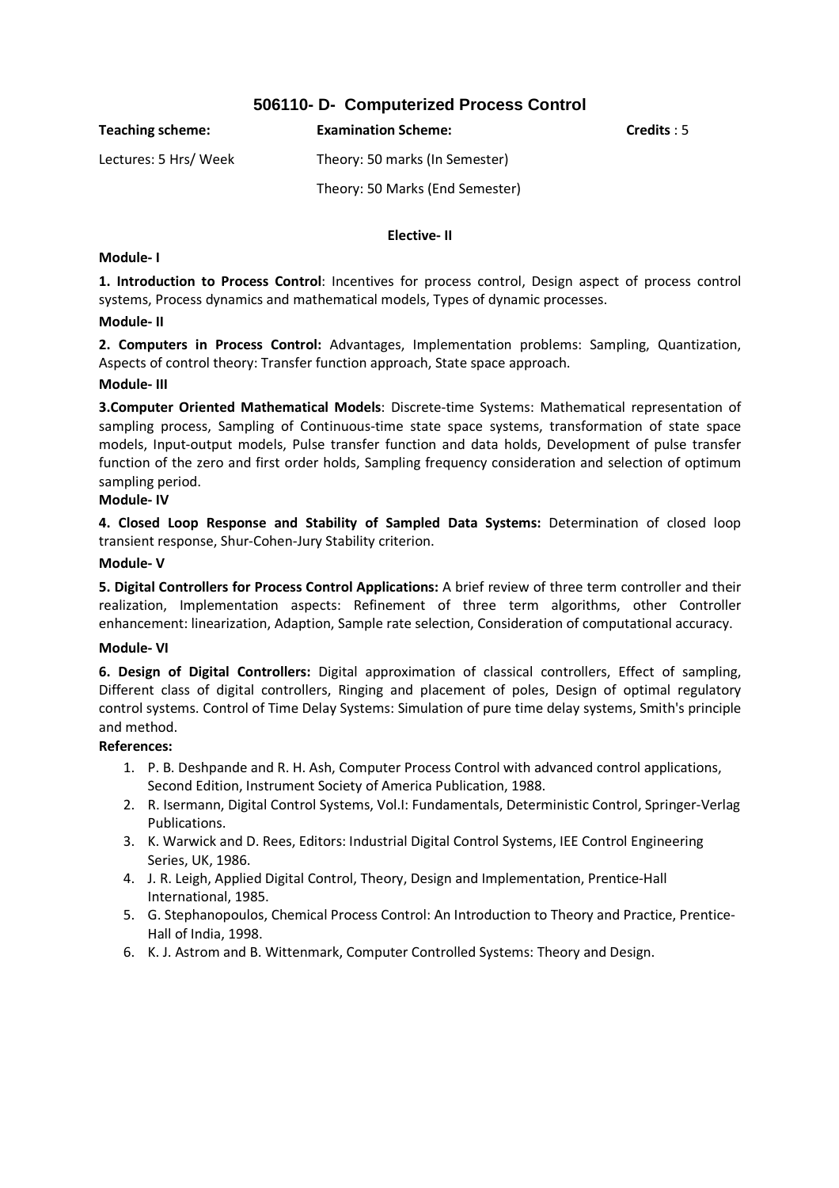## 506110- D- Computerized Process Control

| **Teaching scheme:** | **Examination Scheme:** | **Credits** : 5 |
|---|---|---|
| Lectures: 5 Hrs/ Week | Theory: 50 marks (In Semester) | |
| | Theory: 50 Marks (End Semester) | |

**Elective- II**

**Module- I**

**1. Introduction to Process Control**: Incentives for process control, Design aspect of process control systems, Process dynamics and mathematical models, Types of dynamic processes.

**Module- II**

**2. Computers in Process Control:** Advantages, Implementation problems: Sampling, Quantization, Aspects of control theory: Transfer function approach, State space approach.

**Module- III**

**3.Computer Oriented Mathematical Models**: Discrete-time Systems: Mathematical representation of sampling process, Sampling of Continuous-time state space systems, transformation of state space models, Input-output models, Pulse transfer function and data holds, Development of pulse transfer function of the zero and first order holds, Sampling frequency consideration and selection of optimum sampling period.

**Module- IV**

**4. Closed Loop Response and Stability of Sampled Data Systems:** Determination of closed loop transient response, Shur-Cohen-Jury Stability criterion.

**Module- V**

**5. Digital Controllers for Process Control Applications:** A brief review of three term controller and their realization, Implementation aspects: Refinement of three term algorithms, other Controller enhancement: linearization, Adaption, Sample rate selection, Consideration of computational accuracy.

**Module- VI**

**6. Design of Digital Controllers:** Digital approximation of classical controllers, Effect of sampling, Different class of digital controllers, Ringing and placement of poles, Design of optimal regulatory control systems. Control of Time Delay Systems: Simulation of pure time delay systems, Smith's principle and method.

**References:**

1. P. B. Deshpande and R. H. Ash, Computer Process Control with advanced control applications, Second Edition, Instrument Society of America Publication, 1988.
2. R. Isermann, Digital Control Systems, Vol.I: Fundamentals, Deterministic Control, Springer-Verlag Publications.
3. K. Warwick and D. Rees, Editors: Industrial Digital Control Systems, IEE Control Engineering Series, UK, 1986.
4. J. R. Leigh, Applied Digital Control, Theory, Design and Implementation, Prentice-Hall International, 1985.
5. G. Stephanopoulos, Chemical Process Control: An Introduction to Theory and Practice, Prentice-Hall of India, 1998.
6. K. J. Astrom and B. Wittenmark, Computer Controlled Systems: Theory and Design.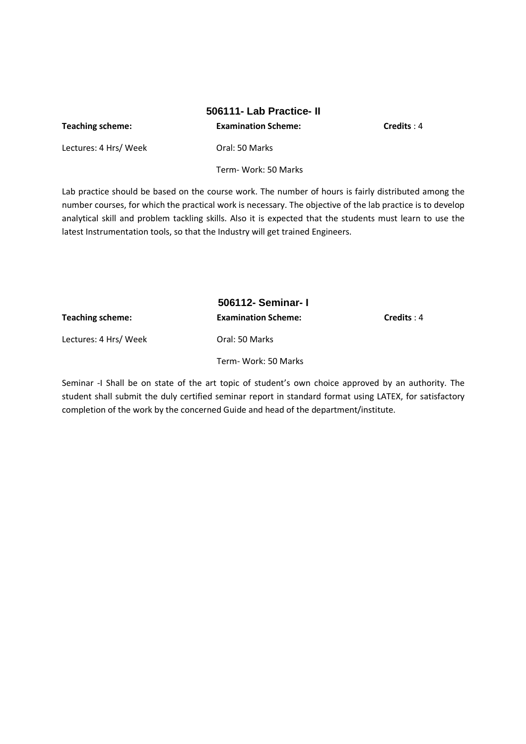## 506111- Lab Practice- II

| **Teaching scheme:** | **Examination Scheme:** | **Credits** : 4 |
|---|---|---|
| Lectures: 4 Hrs/ Week | Oral: 50 Marks | |
| | Term- Work: 50 Marks | |

Lab practice should be based on the course work. The number of hours is fairly distributed among the number courses, for which the practical work is necessary. The objective of the lab practice is to develop analytical skill and problem tackling skills. Also it is expected that the students must learn to use the latest Instrumentation tools, so that the Industry will get trained Engineers.

## 506112- Seminar- I

| **Teaching scheme:** | **Examination Scheme:** | **Credits** : 4 |
|---|---|---|
| Lectures: 4 Hrs/ Week | Oral: 50 Marks | |
| | Term- Work: 50 Marks | |

Seminar -I Shall be on state of the art topic of student's own choice approved by an authority. The student shall submit the duly certified seminar report in standard format using LATEX, for satisfactory completion of the work by the concerned Guide and head of the department/institute.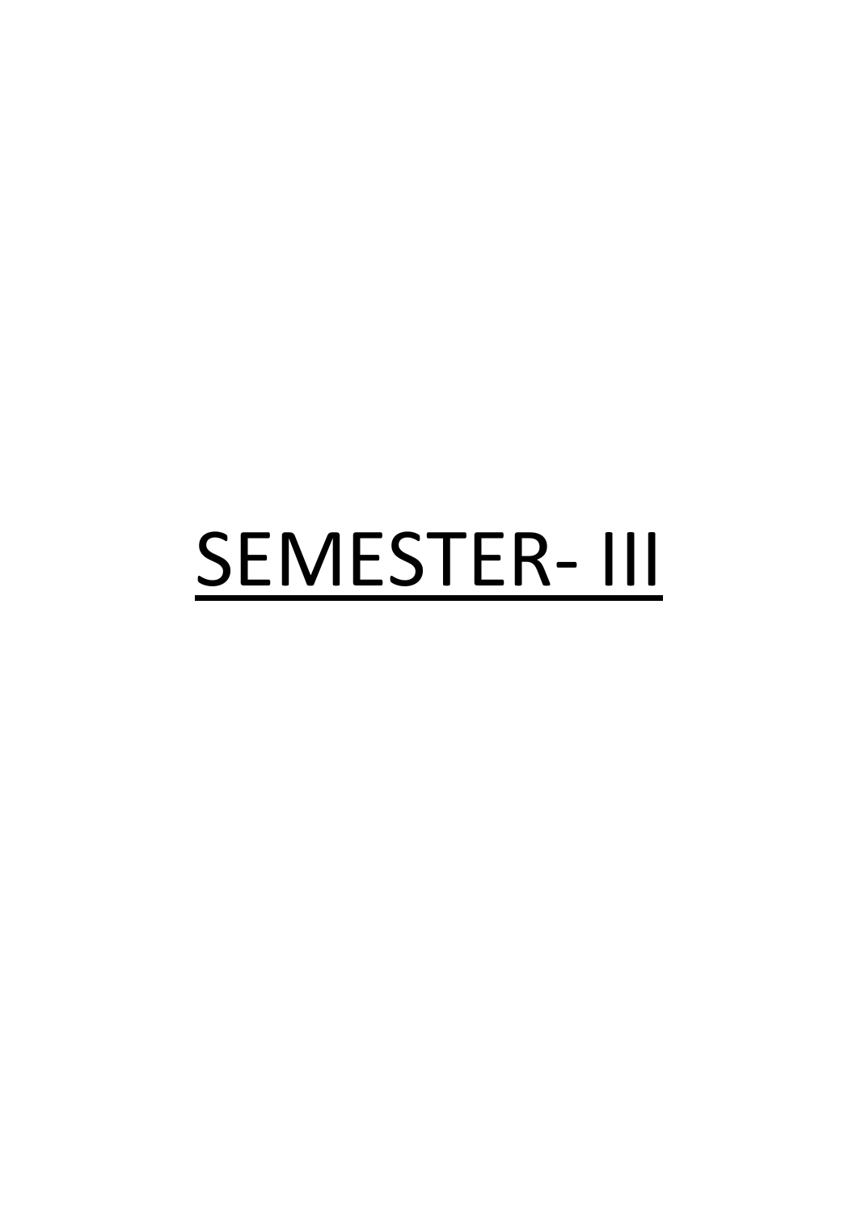# SEMESTER- III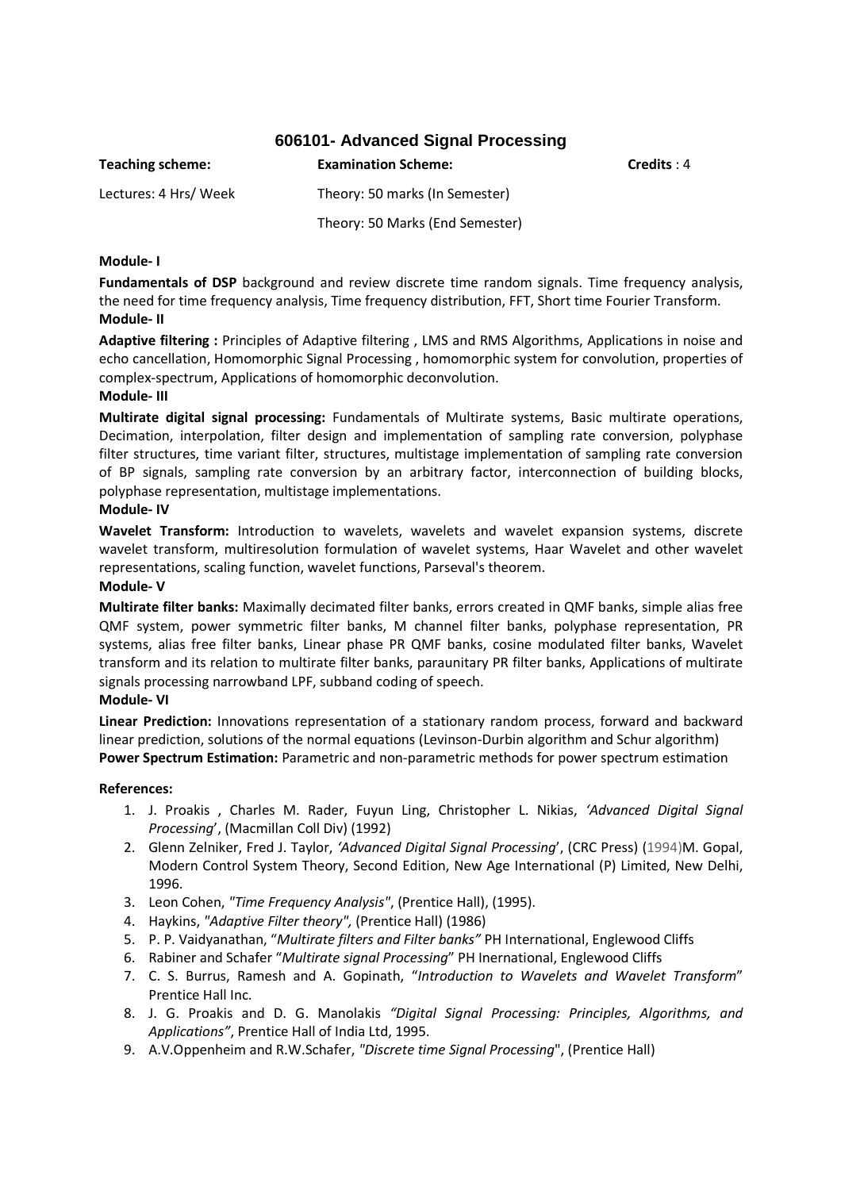## 606101- Advanced Signal Processing

| **Teaching scheme:** | **Examination Scheme:** | **Credits** : 4 |
|---|---|---|
| Lectures: 4 Hrs/ Week | Theory: 50 marks (In Semester) | |
| | Theory: 50 Marks (End Semester) | |

**Module- I**

**Fundamentals of DSP** background and review discrete time random signals. Time frequency analysis, the need for time frequency analysis, Time frequency distribution, FFT, Short time Fourier Transform.

**Module- II**

**Adaptive filtering :** Principles of Adaptive filtering , LMS and RMS Algorithms, Applications in noise and echo cancellation, Homomorphic Signal Processing , homomorphic system for convolution, properties of complex-spectrum, Applications of homomorphic deconvolution.

**Module- III**

**Multirate digital signal processing:** Fundamentals of Multirate systems, Basic multirate operations, Decimation, interpolation, filter design and implementation of sampling rate conversion, polyphase filter structures, time variant filter, structures, multistage implementation of sampling rate conversion of BP signals, sampling rate conversion by an arbitrary factor, interconnection of building blocks, polyphase representation, multistage implementations.

**Module- IV**

**Wavelet Transform:** Introduction to wavelets, wavelets and wavelet expansion systems, discrete wavelet transform, multiresolution formulation of wavelet systems, Haar Wavelet and other wavelet representations, scaling function, wavelet functions, Parseval's theorem.

**Module- V**

**Multirate filter banks:** Maximally decimated filter banks, errors created in QMF banks, simple alias free QMF system, power symmetric filter banks, M channel filter banks, polyphase representation, PR systems, alias free filter banks, Linear phase PR QMF banks, cosine modulated filter banks, Wavelet transform and its relation to multirate filter banks, paraunitary PR filter banks, Applications of multirate signals processing narrowband LPF, subband coding of speech.

**Module- VI**

**Linear Prediction:** Innovations representation of a stationary random process, forward and backward linear prediction, solutions of the normal equations (Levinson-Durbin algorithm and Schur algorithm)

**Power Spectrum Estimation:** Parametric and non-parametric methods for power spectrum estimation

**References:**

1. J. Proakis , Charles M. Rader, Fuyun Ling, Christopher L. Nikias, *'Advanced Digital Signal Processing*', (Macmillan Coll Div) (1992)
2. Glenn Zelniker, Fred J. Taylor, *'Advanced Digital Signal Processing*', (CRC Press) (1994)M. Gopal, Modern Control System Theory, Second Edition, New Age International (P) Limited, New Delhi, 1996.
3. Leon Cohen, *"Time Frequency Analysis"*, (Prentice Hall), (1995).
4. Haykins, *"Adaptive Filter theory",* (Prentice Hall) (1986)
5. P. P. Vaidyanathan, "*Multirate filters and Filter banks"* PH International, Englewood Cliffs
6. Rabiner and Schafer "*Multirate signal Processing*" PH Inernational, Englewood Cliffs
7. C. S. Burrus, Ramesh and A. Gopinath, "*Introduction to Wavelets and Wavelet Transform*" Prentice Hall Inc.
8. J. G. Proakis and D. G. Manolakis *"Digital Signal Processing: Principles, Algorithms, and Applications"*, Prentice Hall of India Ltd, 1995.
9. A.V.Oppenheim and R.W.Schafer, *"Discrete time Signal Processing*", (Prentice Hall)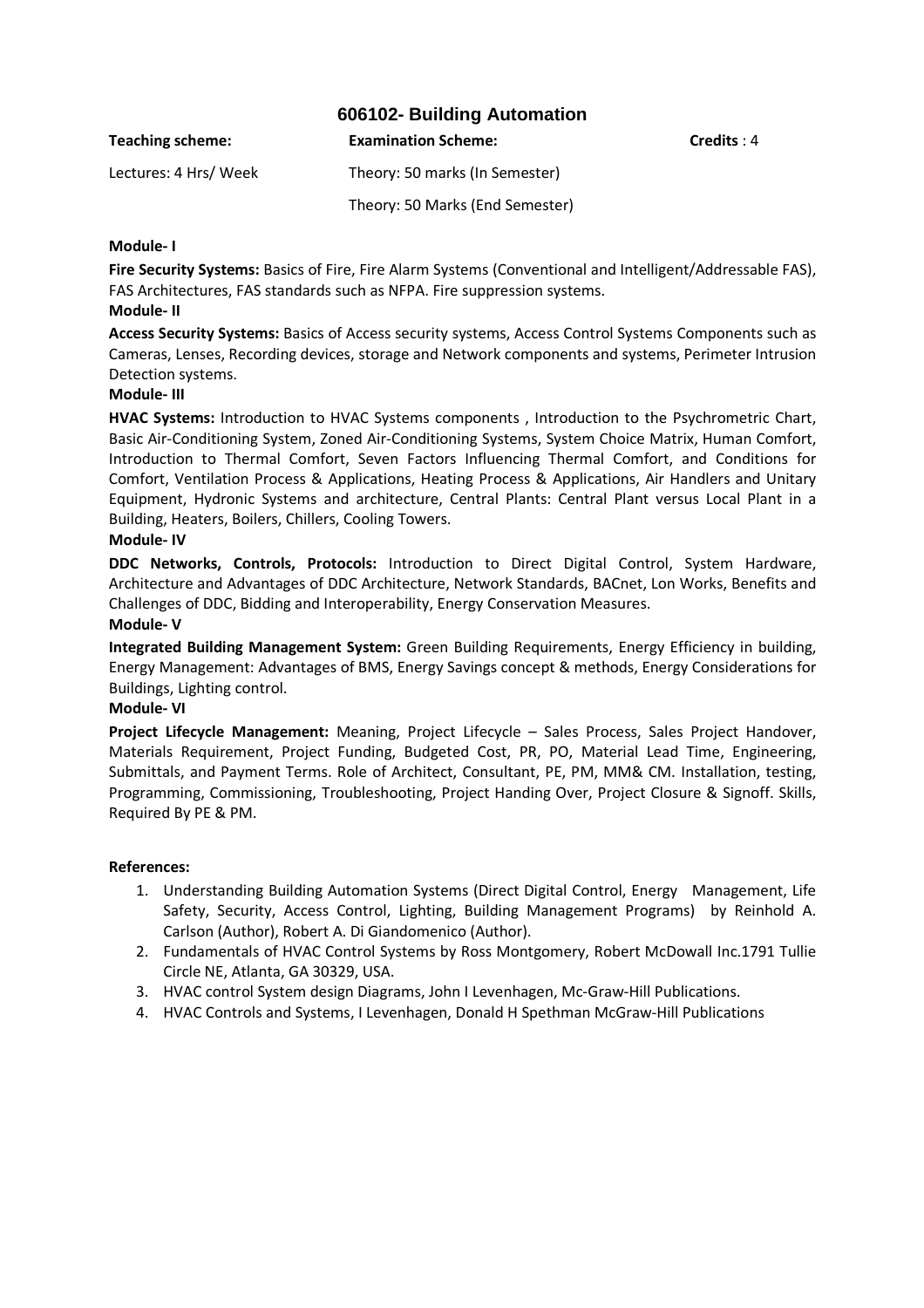## 606102- Building Automation

| **Teaching scheme:** | **Examination Scheme:** | **Credits** : 4 |
|---|---|---|
| Lectures: 4 Hrs/ Week | Theory: 50 marks (In Semester) | |
| | Theory: 50 Marks (End Semester) | |

**Module- I**

**Fire Security Systems:** Basics of Fire, Fire Alarm Systems (Conventional and Intelligent/Addressable FAS), FAS Architectures, FAS standards such as NFPA. Fire suppression systems.

**Module- II**

**Access Security Systems:** Basics of Access security systems, Access Control Systems Components such as Cameras, Lenses, Recording devices, storage and Network components and systems, Perimeter Intrusion Detection systems.

**Module- III**

**HVAC Systems:** Introduction to HVAC Systems components , Introduction to the Psychrometric Chart, Basic Air-Conditioning System, Zoned Air-Conditioning Systems, System Choice Matrix, Human Comfort, Introduction to Thermal Comfort, Seven Factors Influencing Thermal Comfort, and Conditions for Comfort, Ventilation Process & Applications, Heating Process & Applications, Air Handlers and Unitary Equipment, Hydronic Systems and architecture, Central Plants: Central Plant versus Local Plant in a Building, Heaters, Boilers, Chillers, Cooling Towers.

**Module- IV**

**DDC Networks, Controls, Protocols:** Introduction to Direct Digital Control, System Hardware, Architecture and Advantages of DDC Architecture, Network Standards, BACnet, Lon Works, Benefits and Challenges of DDC, Bidding and Interoperability, Energy Conservation Measures.

**Module- V**

**Integrated Building Management System:** Green Building Requirements, Energy Efficiency in building, Energy Management: Advantages of BMS, Energy Savings concept & methods, Energy Considerations for Buildings, Lighting control.

**Module- VI**

**Project Lifecycle Management:** Meaning, Project Lifecycle – Sales Process, Sales Project Handover, Materials Requirement, Project Funding, Budgeted Cost, PR, PO, Material Lead Time, Engineering, Submittals, and Payment Terms. Role of Architect, Consultant, PE, PM, MM& CM. Installation, testing, Programming, Commissioning, Troubleshooting, Project Handing Over, Project Closure & Signoff. Skills, Required By PE & PM.

**References:**

1. Understanding Building Automation Systems (Direct Digital Control, Energy Management, Life Safety, Security, Access Control, Lighting, Building Management Programs) by Reinhold A. Carlson (Author), Robert A. Di Giandomenico (Author).
2. Fundamentals of HVAC Control Systems by Ross Montgomery, Robert McDowall Inc.1791 Tullie Circle NE, Atlanta, GA 30329, USA.
3. HVAC control System design Diagrams, John I Levenhagen, Mc-Graw-Hill Publications.
4. HVAC Controls and Systems, I Levenhagen, Donald H Spethman McGraw-Hill Publications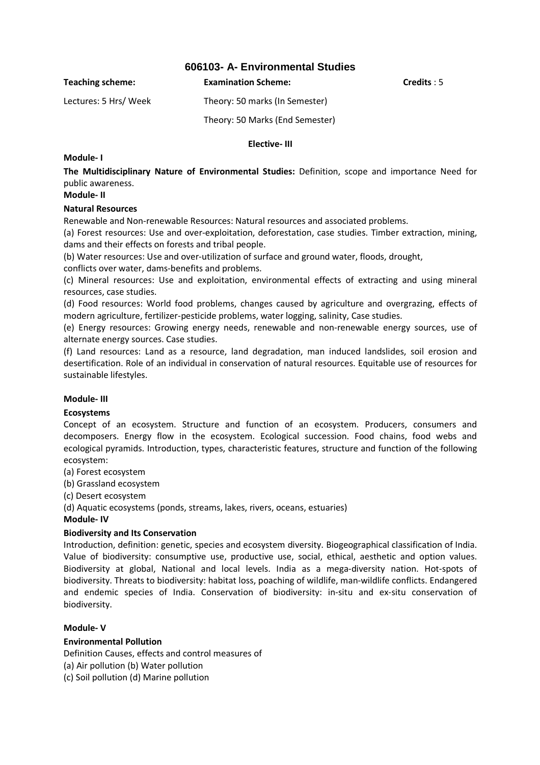# 606103- A- Environmental Studies

| | | |
|---|---|---|
| **Teaching scheme:** | **Examination Scheme:** | **Credits** : 5 |
| Lectures: 5 Hrs/ Week | Theory: 50 marks (In Semester) | |
| | Theory: 50 Marks (End Semester) | |

**Elective- III**

**Module- I**

**The Multidisciplinary Nature of Environmental Studies:** Definition, scope and importance Need for public awareness.

**Module- II**

**Natural Resources**

Renewable and Non-renewable Resources: Natural resources and associated problems.

(a) Forest resources: Use and over-exploitation, deforestation, case studies. Timber extraction, mining, dams and their effects on forests and tribal people.

(b) Water resources: Use and over-utilization of surface and ground water, floods, drought, conflicts over water, dams-benefits and problems.

(c) Mineral resources: Use and exploitation, environmental effects of extracting and using mineral resources, case studies.

(d) Food resources: World food problems, changes caused by agriculture and overgrazing, effects of modern agriculture, fertilizer-pesticide problems, water logging, salinity, Case studies.

(e) Energy resources: Growing energy needs, renewable and non-renewable energy sources, use of alternate energy sources. Case studies.

(f) Land resources: Land as a resource, land degradation, man induced landslides, soil erosion and desertification. Role of an individual in conservation of natural resources. Equitable use of resources for sustainable lifestyles.

**Module- III**

**Ecosystems**

Concept of an ecosystem. Structure and function of an ecosystem. Producers, consumers and decomposers. Energy flow in the ecosystem. Ecological succession. Food chains, food webs and ecological pyramids. Introduction, types, characteristic features, structure and function of the following ecosystem:

(a) Forest ecosystem

(b) Grassland ecosystem

(c) Desert ecosystem

(d) Aquatic ecosystems (ponds, streams, lakes, rivers, oceans, estuaries)

**Module- IV**

**Biodiversity and Its Conservation**

Introduction, definition: genetic, species and ecosystem diversity. Biogeographical classification of India. Value of biodiversity: consumptive use, productive use, social, ethical, aesthetic and option values. Biodiversity at global, National and local levels. India as a mega-diversity nation. Hot-spots of biodiversity. Threats to biodiversity: habitat loss, poaching of wildlife, man-wildlife conflicts. Endangered and endemic species of India. Conservation of biodiversity: in-situ and ex-situ conservation of biodiversity.

**Module- V**

**Environmental Pollution**

Definition Causes, effects and control measures of

(a) Air pollution (b) Water pollution

(c) Soil pollution (d) Marine pollution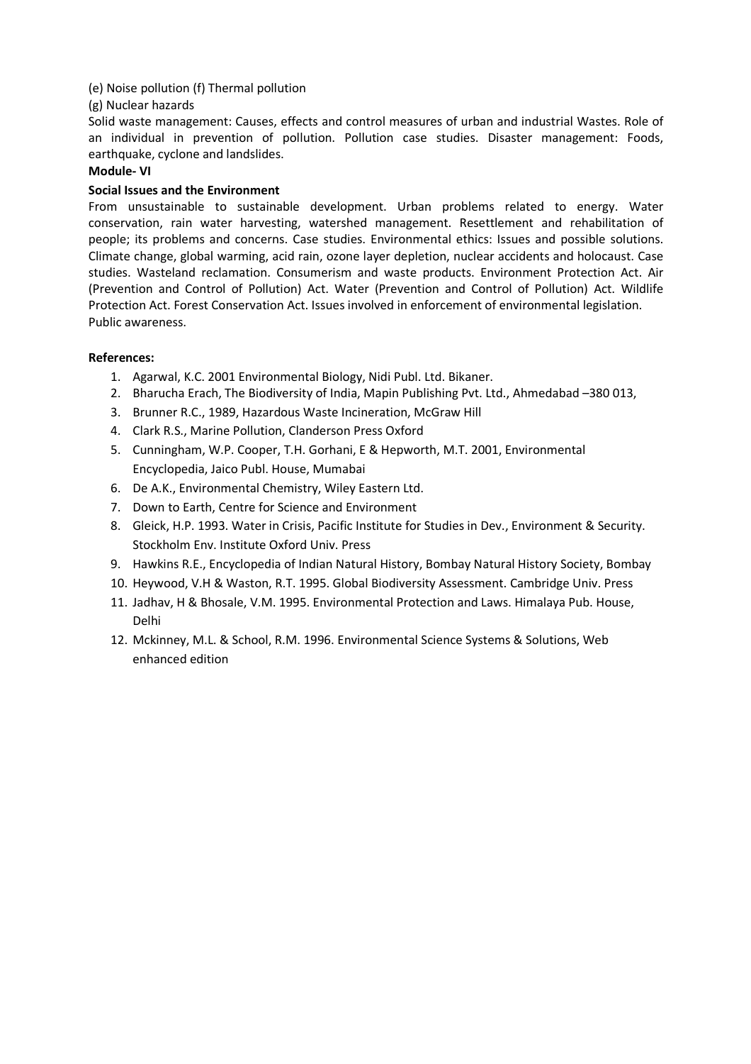(e) Noise pollution (f) Thermal pollution

(g) Nuclear hazards

Solid waste management: Causes, effects and control measures of urban and industrial Wastes. Role of an individual in prevention of pollution. Pollution case studies. Disaster management: Foods, earthquake, cyclone and landslides.

**Module- VI**

**Social Issues and the Environment**

From unsustainable to sustainable development. Urban problems related to energy. Water conservation, rain water harvesting, watershed management. Resettlement and rehabilitation of people; its problems and concerns. Case studies. Environmental ethics: Issues and possible solutions. Climate change, global warming, acid rain, ozone layer depletion, nuclear accidents and holocaust. Case studies. Wasteland reclamation. Consumerism and waste products. Environment Protection Act. Air (Prevention and Control of Pollution) Act. Water (Prevention and Control of Pollution) Act. Wildlife Protection Act. Forest Conservation Act. Issues involved in enforcement of environmental legislation. Public awareness.

**References:**

1. Agarwal, K.C. 2001 Environmental Biology, Nidi Publ. Ltd. Bikaner.
2. Bharucha Erach, The Biodiversity of India, Mapin Publishing Pvt. Ltd., Ahmedabad –380 013,
3. Brunner R.C., 1989, Hazardous Waste Incineration, McGraw Hill
4. Clark R.S., Marine Pollution, Clanderson Press Oxford
5. Cunningham, W.P. Cooper, T.H. Gorhani, E & Hepworth, M.T. 2001, Environmental Encyclopedia, Jaico Publ. House, Mumabai
6. De A.K., Environmental Chemistry, Wiley Eastern Ltd.
7. Down to Earth, Centre for Science and Environment
8. Gleick, H.P. 1993. Water in Crisis, Pacific Institute for Studies in Dev., Environment & Security. Stockholm Env. Institute Oxford Univ. Press
9. Hawkins R.E., Encyclopedia of Indian Natural History, Bombay Natural History Society, Bombay
10. Heywood, V.H & Waston, R.T. 1995. Global Biodiversity Assessment. Cambridge Univ. Press
11. Jadhav, H & Bhosale, V.M. 1995. Environmental Protection and Laws. Himalaya Pub. House, Delhi
12. Mckinney, M.L. & School, R.M. 1996. Environmental Science Systems & Solutions, Web enhanced edition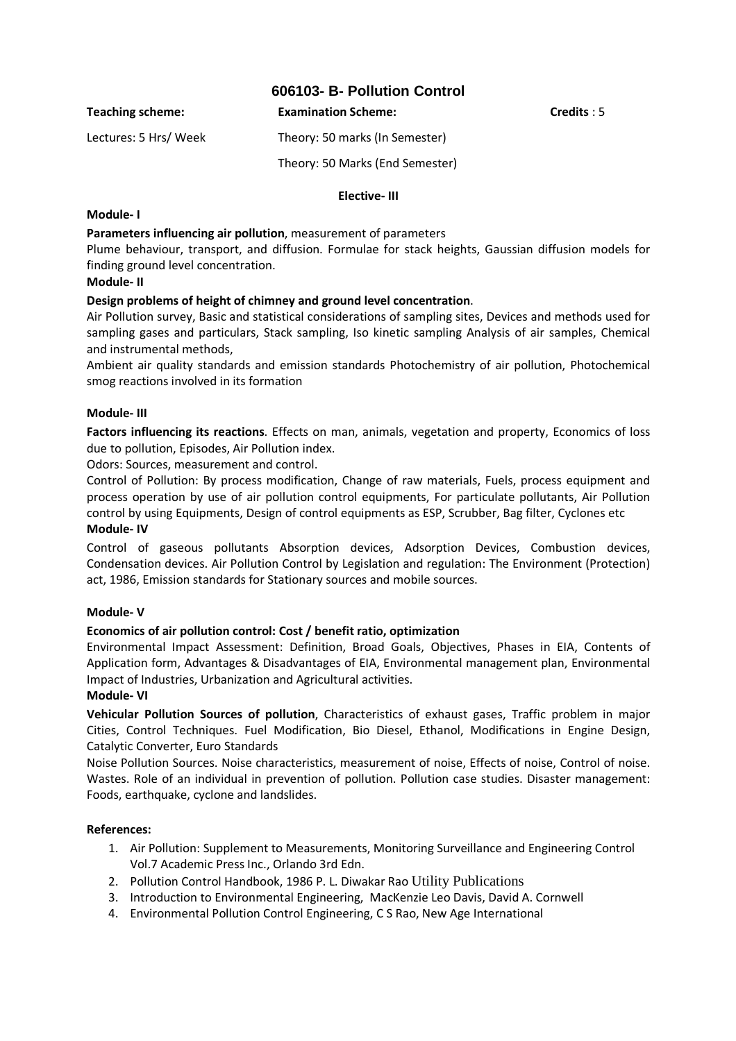# 606103- B- Pollution Control

| **Teaching scheme:** | **Examination Scheme:** | **Credits** : 5 |
|---|---|---|
| Lectures: 5 Hrs/ Week | Theory: 50 marks (In Semester) | |
| | Theory: 50 Marks (End Semester) | |

**Elective- III**

**Module- I**

**Parameters influencing air pollution**, measurement of parameters

Plume behaviour, transport, and diffusion. Formulae for stack heights, Gaussian diffusion models for finding ground level concentration.

**Module- II**

**Design problems of height of chimney and ground level concentration**.

Air Pollution survey, Basic and statistical considerations of sampling sites, Devices and methods used for sampling gases and particulars, Stack sampling, Iso kinetic sampling Analysis of air samples, Chemical and instrumental methods,

Ambient air quality standards and emission standards Photochemistry of air pollution, Photochemical smog reactions involved in its formation

**Module- III**

**Factors influencing its reactions**. Effects on man, animals, vegetation and property, Economics of loss due to pollution, Episodes, Air Pollution index.

Odors: Sources, measurement and control.

Control of Pollution: By process modification, Change of raw materials, Fuels, process equipment and process operation by use of air pollution control equipments, For particulate pollutants, Air Pollution control by using Equipments, Design of control equipments as ESP, Scrubber, Bag filter, Cyclones etc

**Module- IV**

Control of gaseous pollutants Absorption devices, Adsorption Devices, Combustion devices, Condensation devices. Air Pollution Control by Legislation and regulation: The Environment (Protection) act, 1986, Emission standards for Stationary sources and mobile sources.

**Module- V**

**Economics of air pollution control: Cost / benefit ratio, optimization**

Environmental Impact Assessment: Definition, Broad Goals, Objectives, Phases in EIA, Contents of Application form, Advantages & Disadvantages of EIA, Environmental management plan, Environmental Impact of Industries, Urbanization and Agricultural activities.

**Module- VI**

**Vehicular Pollution Sources of pollution**, Characteristics of exhaust gases, Traffic problem in major Cities, Control Techniques. Fuel Modification, Bio Diesel, Ethanol, Modifications in Engine Design, Catalytic Converter, Euro Standards

Noise Pollution Sources. Noise characteristics, measurement of noise, Effects of noise, Control of noise. Wastes. Role of an individual in prevention of pollution. Pollution case studies. Disaster management: Foods, earthquake, cyclone and landslides.

**References:**

1. Air Pollution: Supplement to Measurements, Monitoring Surveillance and Engineering Control Vol.7 Academic Press Inc., Orlando 3rd Edn.
2. Pollution Control Handbook, 1986 P. L. Diwakar Rao Utility Publications
3. Introduction to Environmental Engineering, MacKenzie Leo Davis, David A. Cornwell
4. Environmental Pollution Control Engineering, C S Rao, New Age International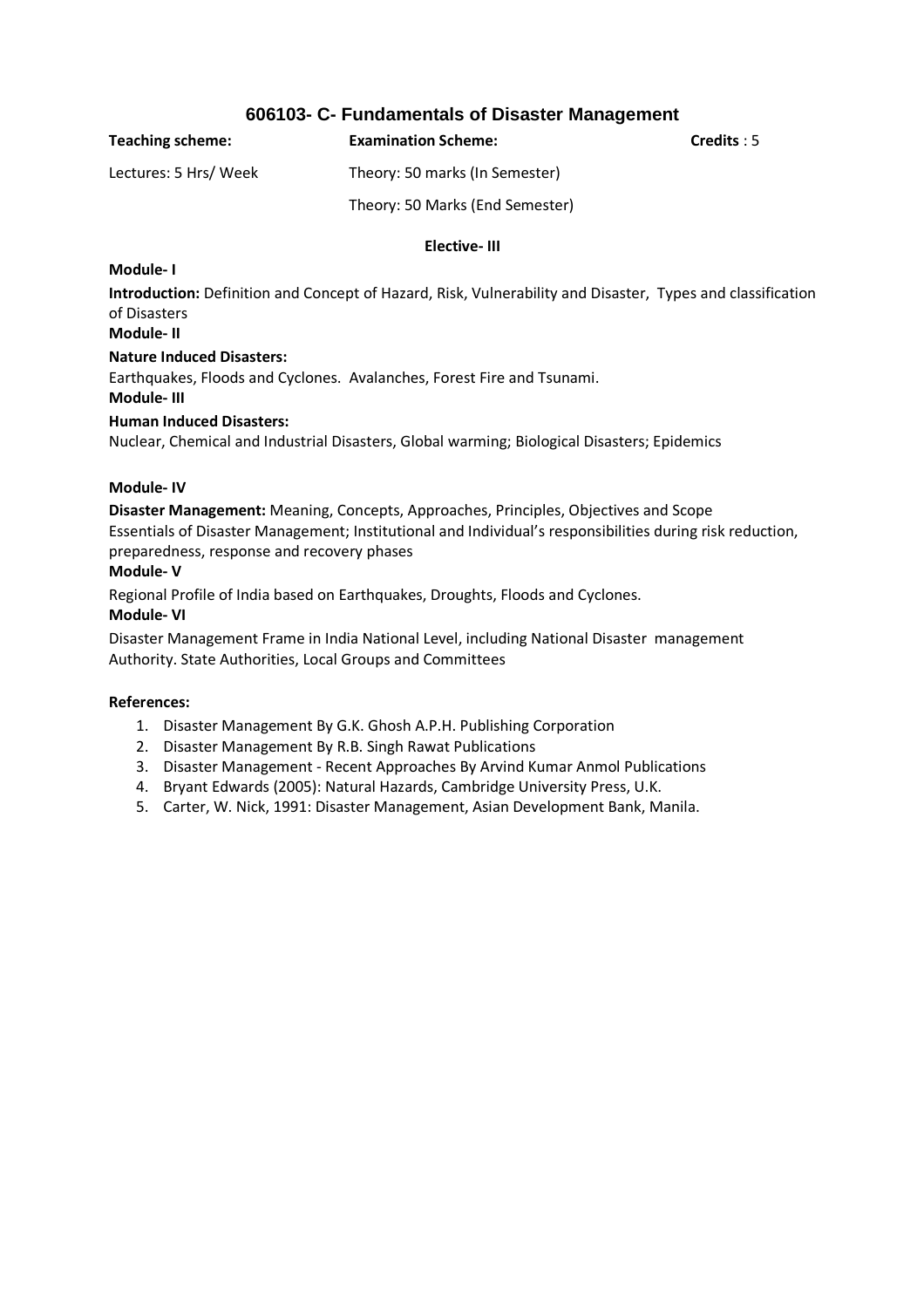## 606103- C- Fundamentals of Disaster Management

| **Teaching scheme:** | **Examination Scheme:** | **Credits** : 5 |
|---|---|---|
| Lectures: 5 Hrs/ Week | Theory: 50 marks (In Semester) | |
| | Theory: 50 Marks (End Semester) | |

**Elective- III**

**Module- I**

**Introduction:** Definition and Concept of Hazard, Risk, Vulnerability and Disaster, Types and classification of Disasters

**Module- II**

**Nature Induced Disasters:**

Earthquakes, Floods and Cyclones. Avalanches, Forest Fire and Tsunami.

**Module- III**

**Human Induced Disasters:**

Nuclear, Chemical and Industrial Disasters, Global warming; Biological Disasters; Epidemics

**Module- IV**

**Disaster Management:** Meaning, Concepts, Approaches, Principles, Objectives and Scope

Essentials of Disaster Management; Institutional and Individual's responsibilities during risk reduction, preparedness, response and recovery phases

**Module- V**

Regional Profile of India based on Earthquakes, Droughts, Floods and Cyclones.

**Module- VI**

Disaster Management Frame in India National Level, including National Disaster management Authority. State Authorities, Local Groups and Committees

**References:**

1. Disaster Management By G.K. Ghosh A.P.H. Publishing Corporation
2. Disaster Management By R.B. Singh Rawat Publications
3. Disaster Management - Recent Approaches By Arvind Kumar Anmol Publications
4. Bryant Edwards (2005): Natural Hazards, Cambridge University Press, U.K.
5. Carter, W. Nick, 1991: Disaster Management, Asian Development Bank, Manila.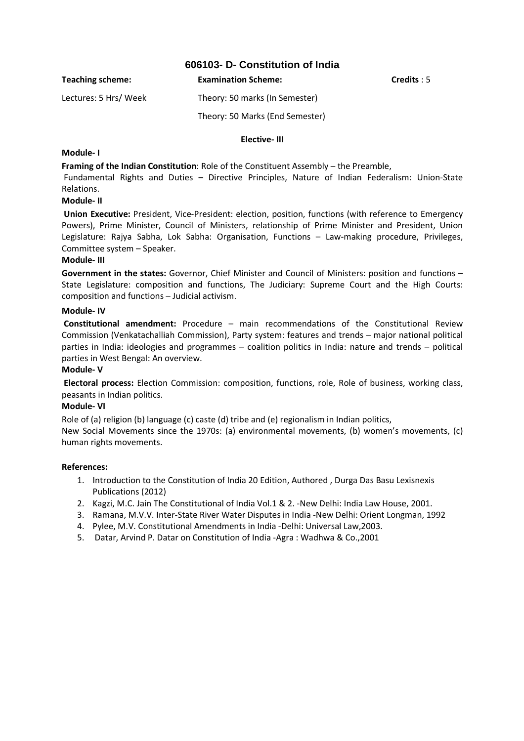# 606103- D- Constitution of India

| **Teaching scheme:** | **Examination Scheme:** | **Credits** : 5 |
|---|---|---|
| Lectures: 5 Hrs/ Week | Theory: 50 marks (In Semester) | |
| | Theory: 50 Marks (End Semester) | |

**Elective- III**

**Module- I**

**Framing of the Indian Constitution**: Role of the Constituent Assembly – the Preamble, Fundamental Rights and Duties – Directive Principles, Nature of Indian Federalism: Union-State Relations.

**Module- II**

**Union Executive:** President, Vice-President: election, position, functions (with reference to Emergency Powers), Prime Minister, Council of Ministers, relationship of Prime Minister and President, Union Legislature: Rajya Sabha, Lok Sabha: Organisation, Functions – Law-making procedure, Privileges, Committee system – Speaker.

**Module- III**

**Government in the states:** Governor, Chief Minister and Council of Ministers: position and functions – State Legislature: composition and functions, The Judiciary: Supreme Court and the High Courts: composition and functions – Judicial activism.

**Module- IV**

**Constitutional amendment:** Procedure – main recommendations of the Constitutional Review Commission (Venkatachalliah Commission), Party system: features and trends – major national political parties in India: ideologies and programmes – coalition politics in India: nature and trends – political parties in West Bengal: An overview.

**Module- V**

**Electoral process:** Election Commission: composition, functions, role, Role of business, working class, peasants in Indian politics.

**Module- VI**

Role of (a) religion (b) language (c) caste (d) tribe and (e) regionalism in Indian politics,
New Social Movements since the 1970s: (a) environmental movements, (b) women's movements, (c) human rights movements.

**References:**

1. Introduction to the Constitution of India 20 Edition, Authored , Durga Das Basu Lexisnexis Publications (2012)
2. Kagzi, M.C. Jain The Constitutional of India Vol.1 & 2. -New Delhi: India Law House, 2001.
3. Ramana, M.V.V. Inter-State River Water Disputes in India -New Delhi: Orient Longman, 1992
4. Pylee, M.V. Constitutional Amendments in India -Delhi: Universal Law,2003.
5. Datar, Arvind P. Datar on Constitution of India -Agra : Wadhwa & Co.,2001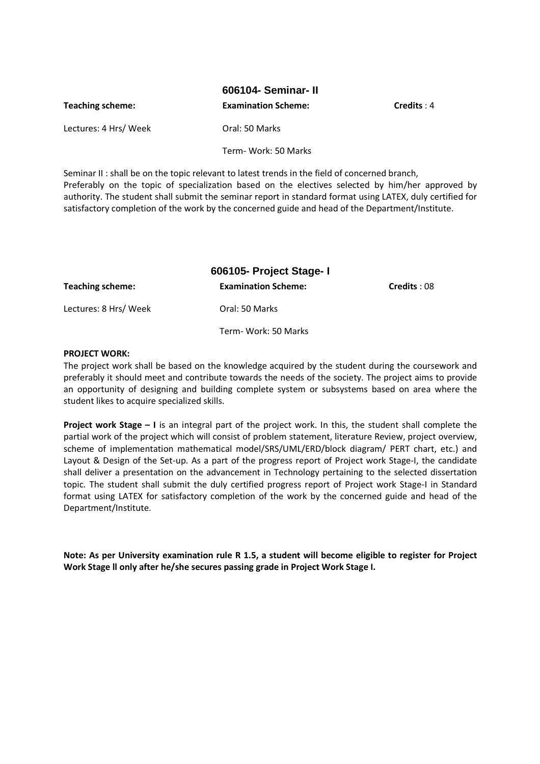## 606104- Seminar- II

| **Teaching scheme:** | **Examination Scheme:** | **Credits** : 4 |
|---|---|---|
| Lectures: 4 Hrs/ Week | Oral: 50 Marks | |
| | Term- Work: 50 Marks | |

Seminar II : shall be on the topic relevant to latest trends in the field of concerned branch, Preferably on the topic of specialization based on the electives selected by him/her approved by authority. The student shall submit the seminar report in standard format using LATEX, duly certified for satisfactory completion of the work by the concerned guide and head of the Department/Institute.

## 606105- Project Stage- I

| **Teaching scheme:** | **Examination Scheme:** | **Credits** : 08 |
|---|---|---|
| Lectures: 8 Hrs/ Week | Oral: 50 Marks | |
| | Term- Work: 50 Marks | |

**PROJECT WORK:**

The project work shall be based on the knowledge acquired by the student during the coursework and preferably it should meet and contribute towards the needs of the society. The project aims to provide an opportunity of designing and building complete system or subsystems based on area where the student likes to acquire specialized skills.

**Project work Stage – I** is an integral part of the project work. In this, the student shall complete the partial work of the project which will consist of problem statement, literature Review, project overview, scheme of implementation mathematical model/SRS/UML/ERD/block diagram/ PERT chart, etc.) and Layout & Design of the Set-up. As a part of the progress report of Project work Stage-I, the candidate shall deliver a presentation on the advancement in Technology pertaining to the selected dissertation topic. The student shall submit the duly certified progress report of Project work Stage-I in Standard format using LATEX for satisfactory completion of the work by the concerned guide and head of the Department/Institute.

**Note: As per University examination rule R 1.5, a student will become eligible to register for Project Work Stage ll only after he/she secures passing grade in Project Work Stage I.**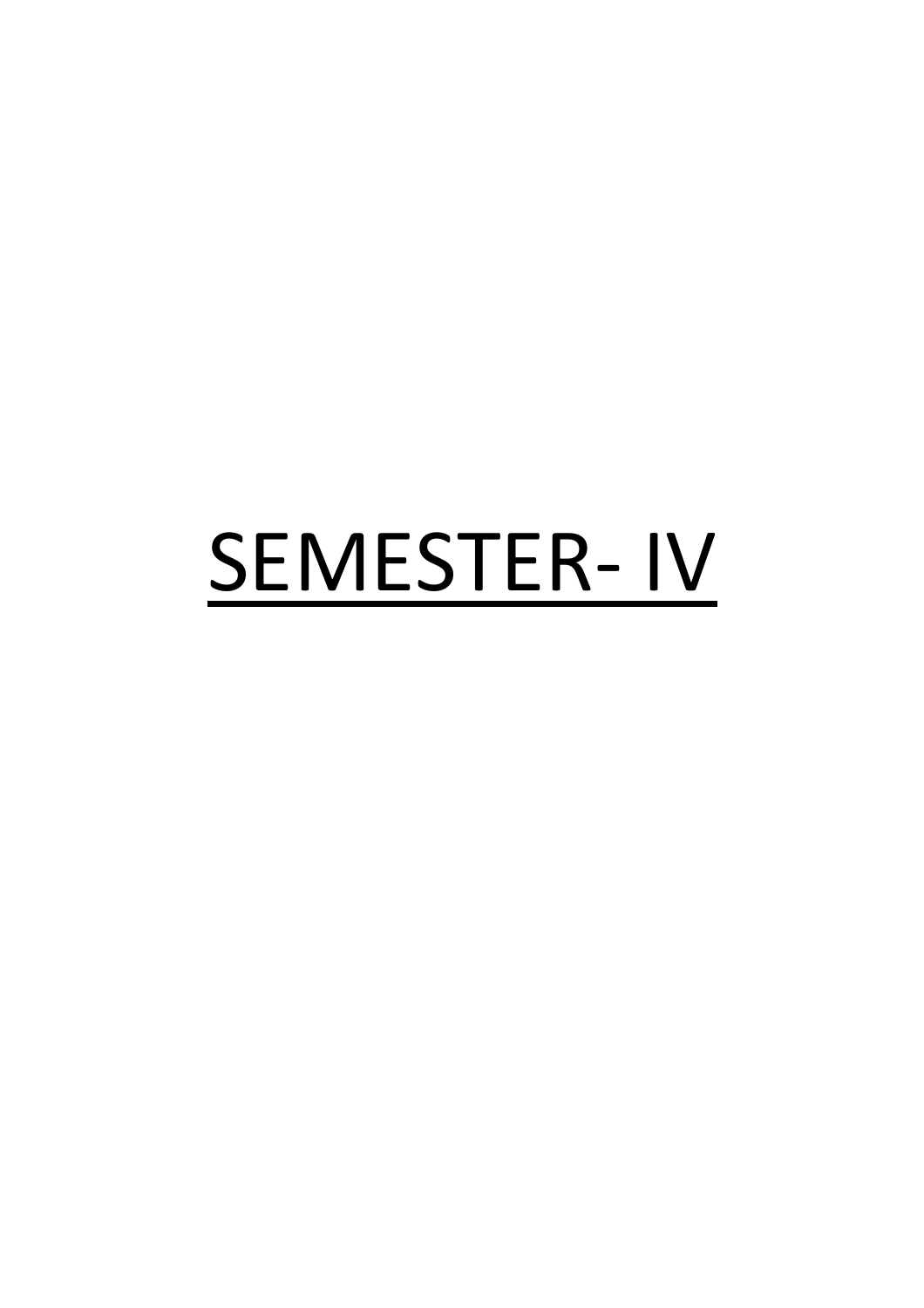# SEMESTER- IV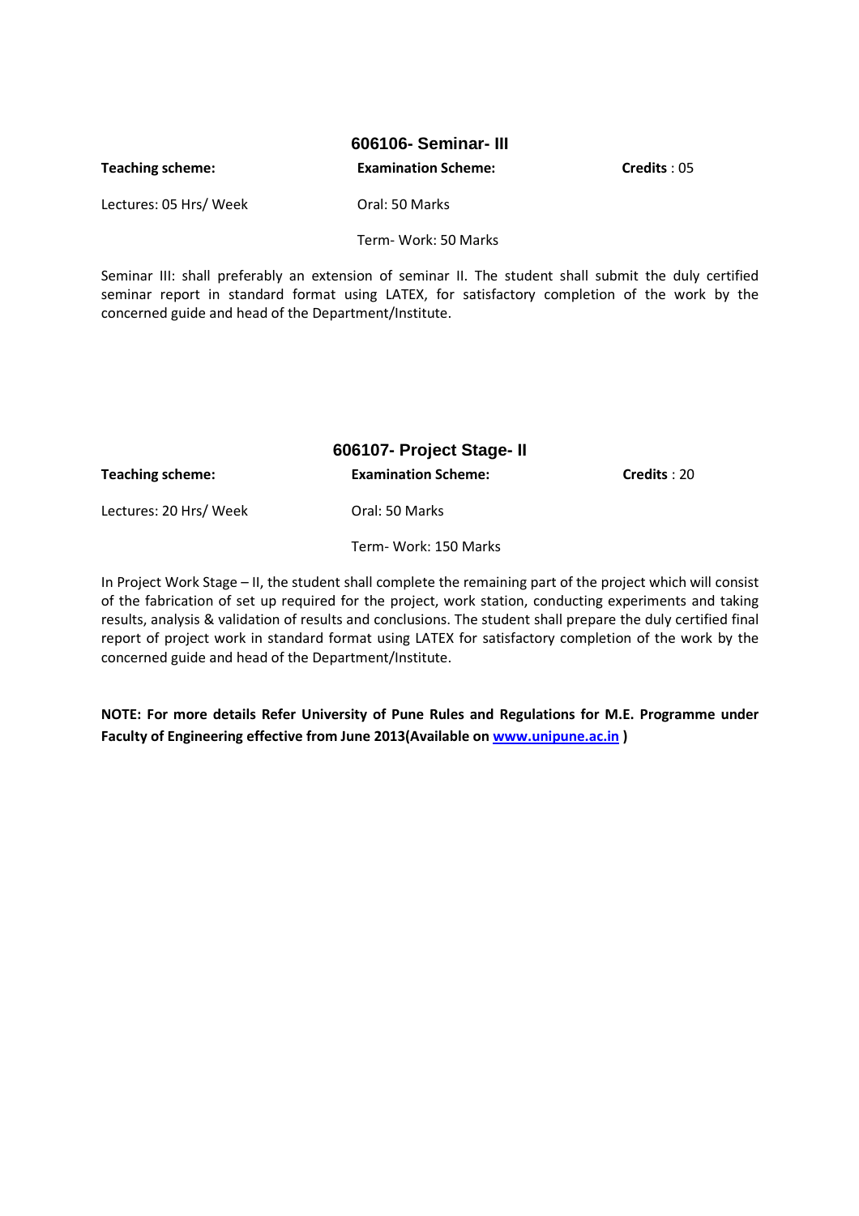## 606106- Seminar- III

| | | |
|---|---|---|
| **Teaching scheme:** | **Examination Scheme:** | **Credits** : 05 |
| Lectures: 05 Hrs/ Week | Oral: 50 Marks | |
| | Term- Work: 50 Marks | |

Seminar III: shall preferably an extension of seminar II. The student shall submit the duly certified seminar report in standard format using LATEX, for satisfactory completion of the work by the concerned guide and head of the Department/Institute.

## 606107- Project Stage- II

| | | |
|---|---|---|
| **Teaching scheme:** | **Examination Scheme:** | **Credits** : 20 |
| Lectures: 20 Hrs/ Week | Oral: 50 Marks | |
| | Term- Work: 150 Marks | |

In Project Work Stage – II, the student shall complete the remaining part of the project which will consist of the fabrication of set up required for the project, work station, conducting experiments and taking results, analysis & validation of results and conclusions. The student shall prepare the duly certified final report of project work in standard format using LATEX for satisfactory completion of the work by the concerned guide and head of the Department/Institute.

**NOTE: For more details Refer University of Pune Rules and Regulations for M.E. Programme under Faculty of Engineering effective from June 2013(Available on [www.unipune.ac.in](http://www.unipune.ac.in) )**